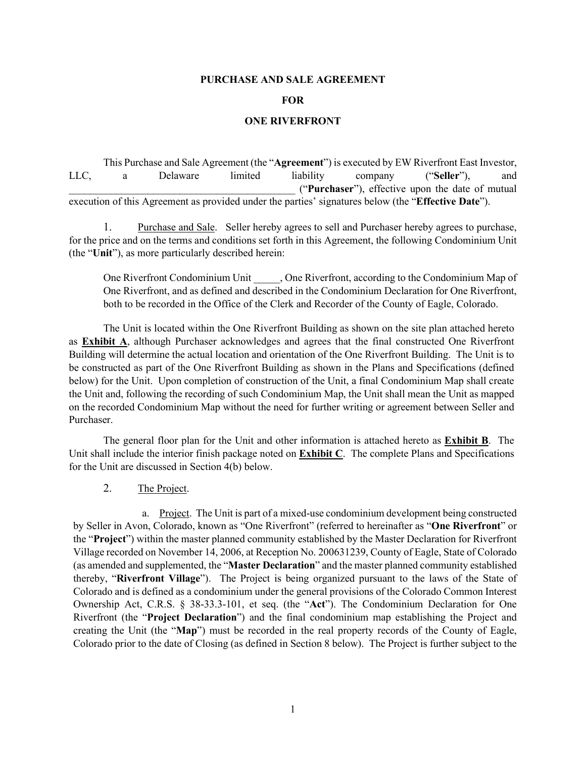# PURCHASE AND SALE AGREEMENT

# FOR

# ONE RIVERFRONT

This Purchase and Sale Agreement (the "**Agreement**") is executed by EW Riverfront East Investor, LLC, a Delaware limited liability company ("**Seller**"), and ____________________________________________ ("**Purchaser**"), effective upon the date of mutual execution of this Agreement as provided under the parties' signatures below (the "**Effective Date**").

1. Purchase and Sale. Seller hereby agrees to sell and Purchaser hereby agrees to purchase, for the price and on the terms and conditions set forth in this Agreement, the following Condominium Unit (the "**Unit**"), as more particularly described herein:

> One Riverfront Condominium Unit _____, One Riverfront, according to the Condominium Map of One Riverfront, and as defined and described in the Condominium Declaration for One Riverfront, both to be recorded in the Office of the Clerk and Recorder of the County of Eagle, Colorado.

The Unit is located within the One Riverfront Building as shown on the site plan attached hereto as **Exhibit A**, although Purchaser acknowledges and agrees that the final constructed One Riverfront Building will determine the actual location and orientation of the One Riverfront Building. The Unit is to be constructed as part of the One Riverfront Building as shown in the Plans and Specifications (defined below) for the Unit. Upon completion of construction of the Unit, a final Condominium Map shall create the Unit and, following the recording of such Condominium Map, the Unit shall mean the Unit as mapped on the recorded Condominium Map without the need for further writing or agreement between Seller and Purchaser.

The general floor plan for the Unit and other information is attached hereto as **Exhibit B**. The Unit shall include the interior finish package noted on **Exhibit C**. The complete Plans and Specifications for the Unit are discussed in Section 4(b) below.

2. The Project.

a. Project. The Unit is part of a mixed-use condominium development being constructed by Seller in Avon, Colorado, known as "One Riverfront" (referred to hereinafter as "**One Riverfront**" or the "**Project**") within the master planned community established by the Master Declaration for Riverfront Village recorded on November 14, 2006, at Reception No. 200631239, County of Eagle, State of Colorado (as amended and supplemented, the "**Master Declaration**" and the master planned community established thereby, "**Riverfront Village**"). The Project is being organized pursuant to the laws of the State of Colorado and is defined as a condominium under the general provisions of the Colorado Common Interest Ownership Act, C.R.S. § 38-33.3-101, et seq. (the "**Act**"). The Condominium Declaration for One Riverfront (the "**Project Declaration**") and the final condominium map establishing the Project and creating the Unit (the "**Map**") must be recorded in the real property records of the County of Eagle, Colorado prior to the date of Closing (as defined in Section 8 below). The Project is further subject to the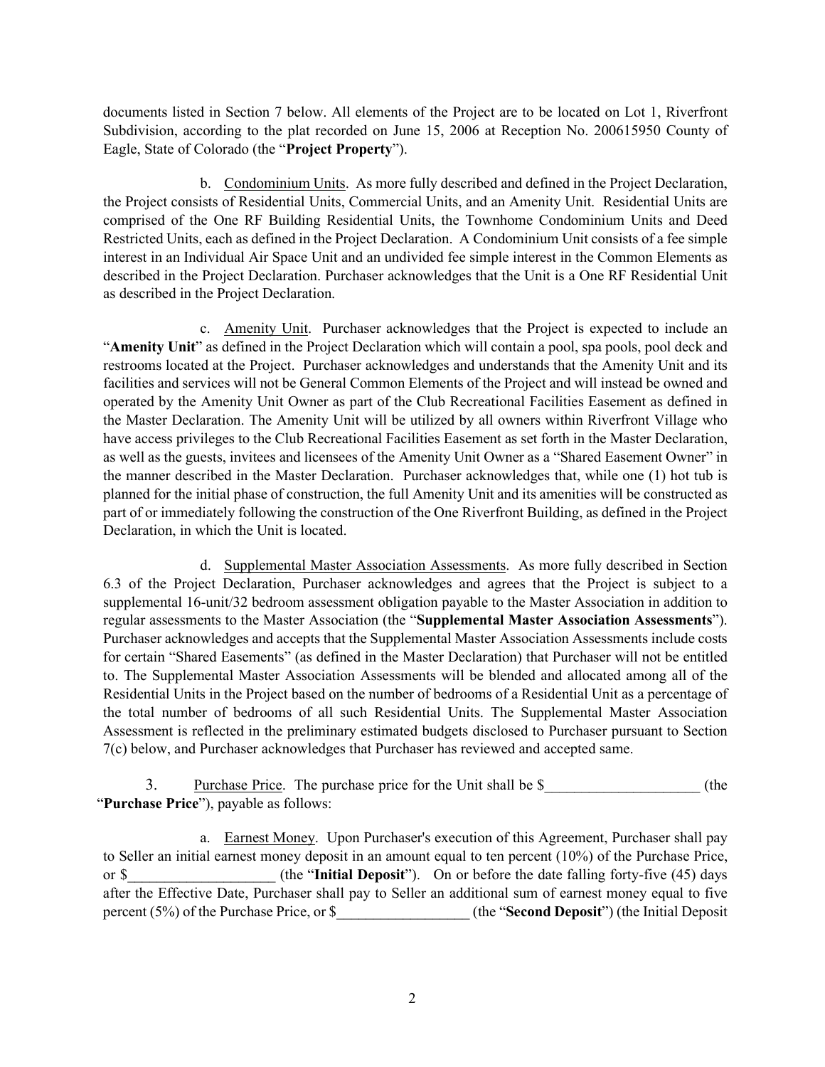documents listed in Section 7 below. All elements of the Project are to be located on Lot 1, Riverfront Subdivision, according to the plat recorded on June 15, 2006 at Reception No. 200615950 County of Eagle, State of Colorado (the "**Project Property**").

b. Condominium Units. As more fully described and defined in the Project Declaration, the Project consists of Residential Units, Commercial Units, and an Amenity Unit. Residential Units are comprised of the One RF Building Residential Units, the Townhome Condominium Units and Deed Restricted Units, each as defined in the Project Declaration. A Condominium Unit consists of a fee simple interest in an Individual Air Space Unit and an undivided fee simple interest in the Common Elements as described in the Project Declaration. Purchaser acknowledges that the Unit is a One RF Residential Unit as described in the Project Declaration.

c. Amenity Unit. Purchaser acknowledges that the Project is expected to include an "**Amenity Unit**" as defined in the Project Declaration which will contain a pool, spa pools, pool deck and restrooms located at the Project. Purchaser acknowledges and understands that the Amenity Unit and its facilities and services will not be General Common Elements of the Project and will instead be owned and operated by the Amenity Unit Owner as part of the Club Recreational Facilities Easement as defined in the Master Declaration. The Amenity Unit will be utilized by all owners within Riverfront Village who have access privileges to the Club Recreational Facilities Easement as set forth in the Master Declaration, as well as the guests, invitees and licensees of the Amenity Unit Owner as a "Shared Easement Owner" in the manner described in the Master Declaration. Purchaser acknowledges that, while one (1) hot tub is planned for the initial phase of construction, the full Amenity Unit and its amenities will be constructed as part of or immediately following the construction of the One Riverfront Building, as defined in the Project Declaration, in which the Unit is located.

d. Supplemental Master Association Assessments. As more fully described in Section 6.3 of the Project Declaration, Purchaser acknowledges and agrees that the Project is subject to a supplemental 16-unit/32 bedroom assessment obligation payable to the Master Association in addition to regular assessments to the Master Association (the "**Supplemental Master Association Assessments**"). Purchaser acknowledges and accepts that the Supplemental Master Association Assessments include costs for certain "Shared Easements" (as defined in the Master Declaration) that Purchaser will not be entitled to. The Supplemental Master Association Assessments will be blended and allocated among all of the Residential Units in the Project based on the number of bedrooms of a Residential Unit as a percentage of the total number of bedrooms of all such Residential Units. The Supplemental Master Association Assessment is reflected in the preliminary estimated budgets disclosed to Purchaser pursuant to Section 7(c) below, and Purchaser acknowledges that Purchaser has reviewed and accepted same.

3. Purchase Price. The purchase price for the Unit shall be $_____________________ (the "**Purchase Price**"), payable as follows:

a. Earnest Money. Upon Purchaser's execution of this Agreement, Purchaser shall pay to Seller an initial earnest money deposit in an amount equal to ten percent (10%) of the Purchase Price, or $____________________ (the "**Initial Deposit**"). On or before the date falling forty-five (45) days after the Effective Date, Purchaser shall pay to Seller an additional sum of earnest money equal to five percent (5%) of the Purchase Price, or $__________________ (the "**Second Deposit**") (the Initial Deposit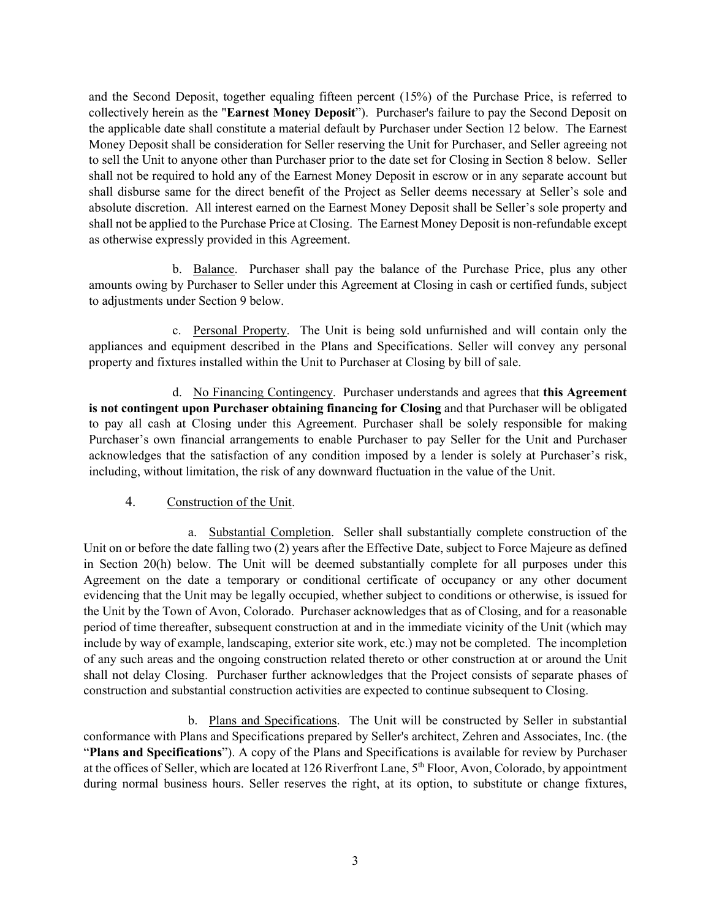and the Second Deposit, together equaling fifteen percent (15%) of the Purchase Price, is referred to collectively herein as the "**Earnest Money Deposit**"). Purchaser's failure to pay the Second Deposit on the applicable date shall constitute a material default by Purchaser under Section 12 below. The Earnest Money Deposit shall be consideration for Seller reserving the Unit for Purchaser, and Seller agreeing not to sell the Unit to anyone other than Purchaser prior to the date set for Closing in Section 8 below. Seller shall not be required to hold any of the Earnest Money Deposit in escrow or in any separate account but shall disburse same for the direct benefit of the Project as Seller deems necessary at Seller's sole and absolute discretion. All interest earned on the Earnest Money Deposit shall be Seller's sole property and shall not be applied to the Purchase Price at Closing. The Earnest Money Deposit is non-refundable except as otherwise expressly provided in this Agreement.

b. Balance. Purchaser shall pay the balance of the Purchase Price, plus any other amounts owing by Purchaser to Seller under this Agreement at Closing in cash or certified funds, subject to adjustments under Section 9 below.

c. Personal Property. The Unit is being sold unfurnished and will contain only the appliances and equipment described in the Plans and Specifications. Seller will convey any personal property and fixtures installed within the Unit to Purchaser at Closing by bill of sale.

d. No Financing Contingency. Purchaser understands and agrees that **this Agreement is not contingent upon Purchaser obtaining financing for Closing** and that Purchaser will be obligated to pay all cash at Closing under this Agreement. Purchaser shall be solely responsible for making Purchaser's own financial arrangements to enable Purchaser to pay Seller for the Unit and Purchaser acknowledges that the satisfaction of any condition imposed by a lender is solely at Purchaser's risk, including, without limitation, the risk of any downward fluctuation in the value of the Unit.

4. Construction of the Unit.

a. Substantial Completion. Seller shall substantially complete construction of the Unit on or before the date falling two (2) years after the Effective Date, subject to Force Majeure as defined in Section 20(h) below. The Unit will be deemed substantially complete for all purposes under this Agreement on the date a temporary or conditional certificate of occupancy or any other document evidencing that the Unit may be legally occupied, whether subject to conditions or otherwise, is issued for the Unit by the Town of Avon, Colorado. Purchaser acknowledges that as of Closing, and for a reasonable period of time thereafter, subsequent construction at and in the immediate vicinity of the Unit (which may include by way of example, landscaping, exterior site work, etc.) may not be completed. The incompletion of any such areas and the ongoing construction related thereto or other construction at or around the Unit shall not delay Closing. Purchaser further acknowledges that the Project consists of separate phases of construction and substantial construction activities are expected to continue subsequent to Closing.

b. Plans and Specifications. The Unit will be constructed by Seller in substantial conformance with Plans and Specifications prepared by Seller's architect, Zehren and Associates, Inc. (the "**Plans and Specifications**"). A copy of the Plans and Specifications is available for review by Purchaser at the offices of Seller, which are located at 126 Riverfront Lane, 5th Floor, Avon, Colorado, by appointment during normal business hours. Seller reserves the right, at its option, to substitute or change fixtures,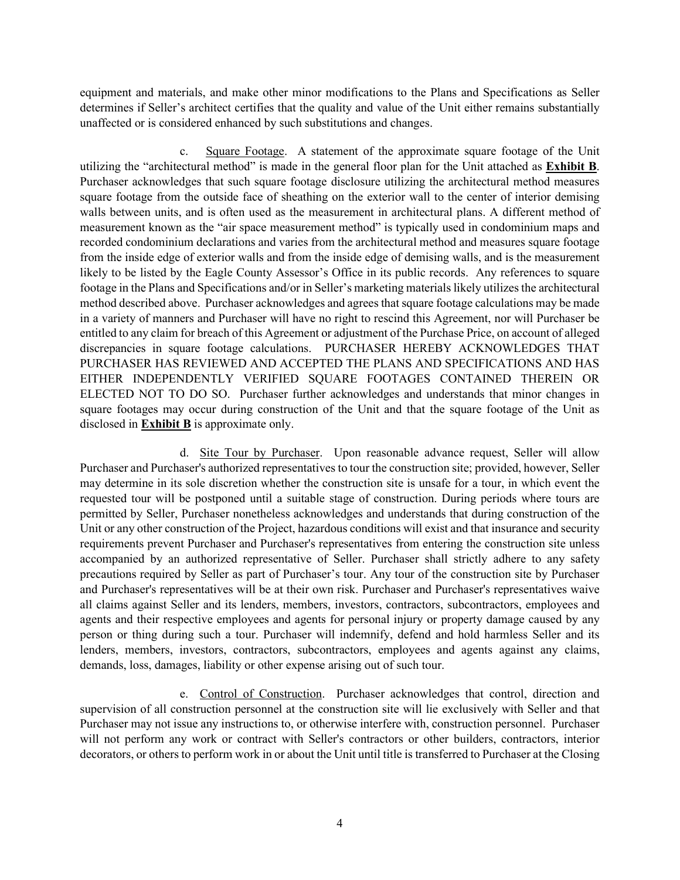equipment and materials, and make other minor modifications to the Plans and Specifications as Seller determines if Seller's architect certifies that the quality and value of the Unit either remains substantially unaffected or is considered enhanced by such substitutions and changes.

c. Square Footage. A statement of the approximate square footage of the Unit utilizing the "architectural method" is made in the general floor plan for the Unit attached as **Exhibit B**. Purchaser acknowledges that such square footage disclosure utilizing the architectural method measures square footage from the outside face of sheathing on the exterior wall to the center of interior demising walls between units, and is often used as the measurement in architectural plans. A different method of measurement known as the "air space measurement method" is typically used in condominium maps and recorded condominium declarations and varies from the architectural method and measures square footage from the inside edge of exterior walls and from the inside edge of demising walls, and is the measurement likely to be listed by the Eagle County Assessor's Office in its public records. Any references to square footage in the Plans and Specifications and/or in Seller's marketing materials likely utilizes the architectural method described above. Purchaser acknowledges and agrees that square footage calculations may be made in a variety of manners and Purchaser will have no right to rescind this Agreement, nor will Purchaser be entitled to any claim for breach of this Agreement or adjustment of the Purchase Price, on account of alleged discrepancies in square footage calculations. PURCHASER HEREBY ACKNOWLEDGES THAT PURCHASER HAS REVIEWED AND ACCEPTED THE PLANS AND SPECIFICATIONS AND HAS EITHER INDEPENDENTLY VERIFIED SQUARE FOOTAGES CONTAINED THEREIN OR ELECTED NOT TO DO SO. Purchaser further acknowledges and understands that minor changes in square footages may occur during construction of the Unit and that the square footage of the Unit as disclosed in **Exhibit B** is approximate only.

d. Site Tour by Purchaser. Upon reasonable advance request, Seller will allow Purchaser and Purchaser's authorized representatives to tour the construction site; provided, however, Seller may determine in its sole discretion whether the construction site is unsafe for a tour, in which event the requested tour will be postponed until a suitable stage of construction. During periods where tours are permitted by Seller, Purchaser nonetheless acknowledges and understands that during construction of the Unit or any other construction of the Project, hazardous conditions will exist and that insurance and security requirements prevent Purchaser and Purchaser's representatives from entering the construction site unless accompanied by an authorized representative of Seller. Purchaser shall strictly adhere to any safety precautions required by Seller as part of Purchaser's tour. Any tour of the construction site by Purchaser and Purchaser's representatives will be at their own risk. Purchaser and Purchaser's representatives waive all claims against Seller and its lenders, members, investors, contractors, subcontractors, employees and agents and their respective employees and agents for personal injury or property damage caused by any person or thing during such a tour. Purchaser will indemnify, defend and hold harmless Seller and its lenders, members, investors, contractors, subcontractors, employees and agents against any claims, demands, loss, damages, liability or other expense arising out of such tour.

e. Control of Construction. Purchaser acknowledges that control, direction and supervision of all construction personnel at the construction site will lie exclusively with Seller and that Purchaser may not issue any instructions to, or otherwise interfere with, construction personnel. Purchaser will not perform any work or contract with Seller's contractors or other builders, contractors, interior decorators, or others to perform work in or about the Unit until title is transferred to Purchaser at the Closing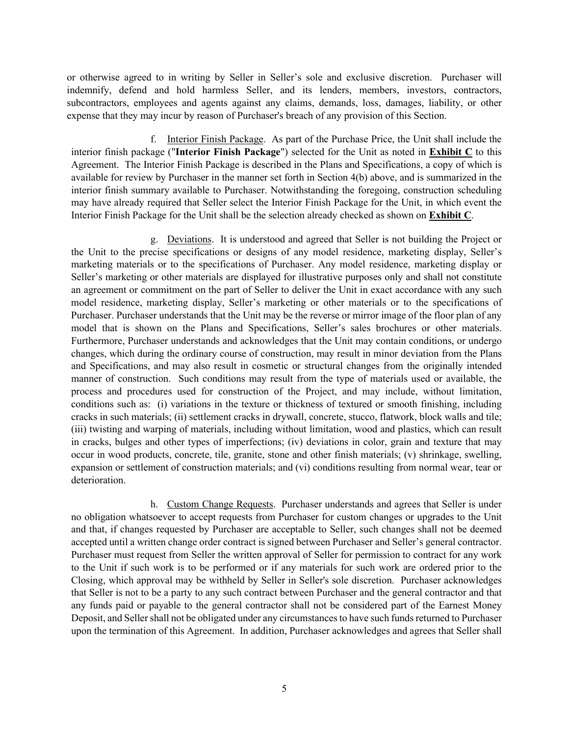or otherwise agreed to in writing by Seller in Seller's sole and exclusive discretion. Purchaser will indemnify, defend and hold harmless Seller, and its lenders, members, investors, contractors, subcontractors, employees and agents against any claims, demands, loss, damages, liability, or other expense that they may incur by reason of Purchaser's breach of any provision of this Section.

f. Interior Finish Package. As part of the Purchase Price, the Unit shall include the interior finish package ("**Interior Finish Package**") selected for the Unit as noted in **Exhibit C** to this Agreement. The Interior Finish Package is described in the Plans and Specifications, a copy of which is available for review by Purchaser in the manner set forth in Section 4(b) above, and is summarized in the interior finish summary available to Purchaser. Notwithstanding the foregoing, construction scheduling may have already required that Seller select the Interior Finish Package for the Unit, in which event the Interior Finish Package for the Unit shall be the selection already checked as shown on **Exhibit C**.

g. Deviations. It is understood and agreed that Seller is not building the Project or the Unit to the precise specifications or designs of any model residence, marketing display, Seller's marketing materials or to the specifications of Purchaser. Any model residence, marketing display or Seller's marketing or other materials are displayed for illustrative purposes only and shall not constitute an agreement or commitment on the part of Seller to deliver the Unit in exact accordance with any such model residence, marketing display, Seller's marketing or other materials or to the specifications of Purchaser. Purchaser understands that the Unit may be the reverse or mirror image of the floor plan of any model that is shown on the Plans and Specifications, Seller's sales brochures or other materials. Furthermore, Purchaser understands and acknowledges that the Unit may contain conditions, or undergo changes, which during the ordinary course of construction, may result in minor deviation from the Plans and Specifications, and may also result in cosmetic or structural changes from the originally intended manner of construction. Such conditions may result from the type of materials used or available, the process and procedures used for construction of the Project, and may include, without limitation, conditions such as: (i) variations in the texture or thickness of textured or smooth finishing, including cracks in such materials; (ii) settlement cracks in drywall, concrete, stucco, flatwork, block walls and tile; (iii) twisting and warping of materials, including without limitation, wood and plastics, which can result in cracks, bulges and other types of imperfections; (iv) deviations in color, grain and texture that may occur in wood products, concrete, tile, granite, stone and other finish materials; (v) shrinkage, swelling, expansion or settlement of construction materials; and (vi) conditions resulting from normal wear, tear or deterioration.

h. Custom Change Requests. Purchaser understands and agrees that Seller is under no obligation whatsoever to accept requests from Purchaser for custom changes or upgrades to the Unit and that, if changes requested by Purchaser are acceptable to Seller, such changes shall not be deemed accepted until a written change order contract is signed between Purchaser and Seller's general contractor. Purchaser must request from Seller the written approval of Seller for permission to contract for any work to the Unit if such work is to be performed or if any materials for such work are ordered prior to the Closing, which approval may be withheld by Seller in Seller's sole discretion. Purchaser acknowledges that Seller is not to be a party to any such contract between Purchaser and the general contractor and that any funds paid or payable to the general contractor shall not be considered part of the Earnest Money Deposit, and Seller shall not be obligated under any circumstances to have such funds returned to Purchaser upon the termination of this Agreement. In addition, Purchaser acknowledges and agrees that Seller shall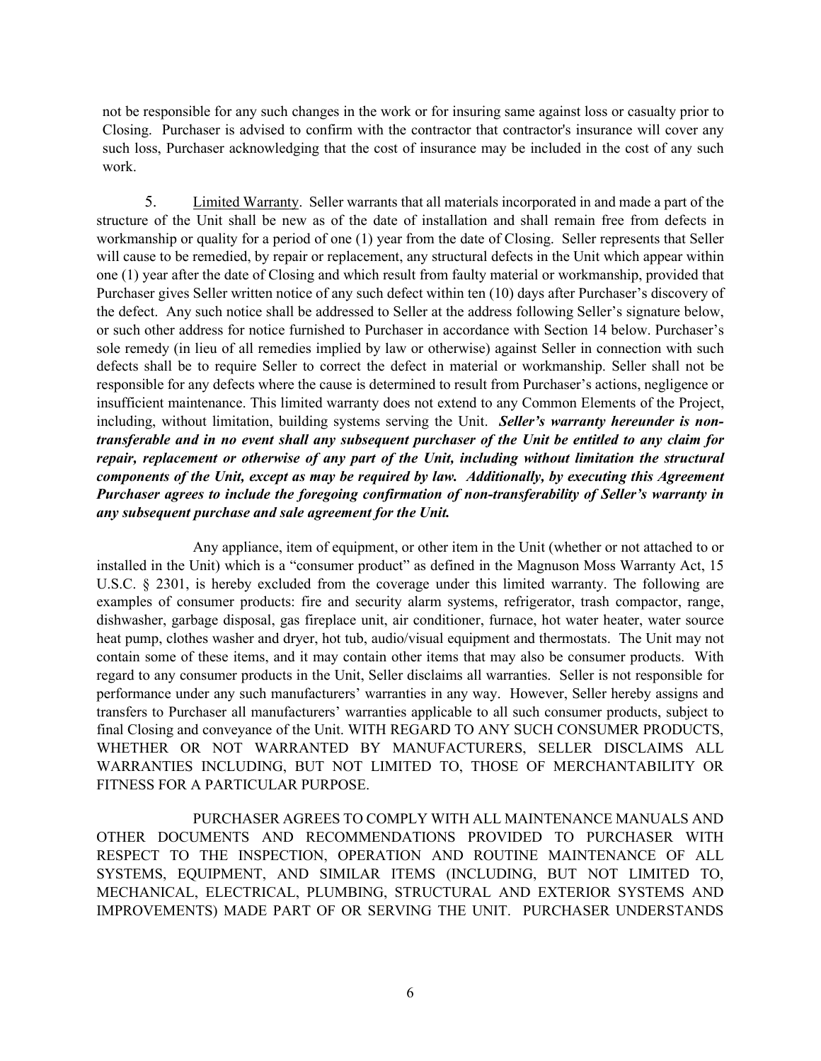not be responsible for any such changes in the work or for insuring same against loss or casualty prior to Closing. Purchaser is advised to confirm with the contractor that contractor's insurance will cover any such loss, Purchaser acknowledging that the cost of insurance may be included in the cost of any such work.

5. Limited Warranty. Seller warrants that all materials incorporated in and made a part of the structure of the Unit shall be new as of the date of installation and shall remain free from defects in workmanship or quality for a period of one (1) year from the date of Closing. Seller represents that Seller will cause to be remedied, by repair or replacement, any structural defects in the Unit which appear within one (1) year after the date of Closing and which result from faulty material or workmanship, provided that Purchaser gives Seller written notice of any such defect within ten (10) days after Purchaser's discovery of the defect. Any such notice shall be addressed to Seller at the address following Seller's signature below, or such other address for notice furnished to Purchaser in accordance with Section 14 below. Purchaser's sole remedy (in lieu of all remedies implied by law or otherwise) against Seller in connection with such defects shall be to require Seller to correct the defect in material or workmanship. Seller shall not be responsible for any defects where the cause is determined to result from Purchaser's actions, negligence or insufficient maintenance. This limited warranty does not extend to any Common Elements of the Project, including, without limitation, building systems serving the Unit. ***Seller's warranty hereunder is non-transferable and in no event shall any subsequent purchaser of the Unit be entitled to any claim for repair, replacement or otherwise of any part of the Unit, including without limitation the structural components of the Unit, except as may be required by law. Additionally, by executing this Agreement Purchaser agrees to include the foregoing confirmation of non-transferability of Seller's warranty in any subsequent purchase and sale agreement for the Unit.***

Any appliance, item of equipment, or other item in the Unit (whether or not attached to or installed in the Unit) which is a "consumer product" as defined in the Magnuson Moss Warranty Act, 15 U.S.C. § 2301, is hereby excluded from the coverage under this limited warranty. The following are examples of consumer products: fire and security alarm systems, refrigerator, trash compactor, range, dishwasher, garbage disposal, gas fireplace unit, air conditioner, furnace, hot water heater, water source heat pump, clothes washer and dryer, hot tub, audio/visual equipment and thermostats. The Unit may not contain some of these items, and it may contain other items that may also be consumer products. With regard to any consumer products in the Unit, Seller disclaims all warranties. Seller is not responsible for performance under any such manufacturers' warranties in any way. However, Seller hereby assigns and transfers to Purchaser all manufacturers' warranties applicable to all such consumer products, subject to final Closing and conveyance of the Unit. WITH REGARD TO ANY SUCH CONSUMER PRODUCTS, WHETHER OR NOT WARRANTED BY MANUFACTURERS, SELLER DISCLAIMS ALL WARRANTIES INCLUDING, BUT NOT LIMITED TO, THOSE OF MERCHANTABILITY OR FITNESS FOR A PARTICULAR PURPOSE.

PURCHASER AGREES TO COMPLY WITH ALL MAINTENANCE MANUALS AND OTHER DOCUMENTS AND RECOMMENDATIONS PROVIDED TO PURCHASER WITH RESPECT TO THE INSPECTION, OPERATION AND ROUTINE MAINTENANCE OF ALL SYSTEMS, EQUIPMENT, AND SIMILAR ITEMS (INCLUDING, BUT NOT LIMITED TO, MECHANICAL, ELECTRICAL, PLUMBING, STRUCTURAL AND EXTERIOR SYSTEMS AND IMPROVEMENTS) MADE PART OF OR SERVING THE UNIT. PURCHASER UNDERSTANDS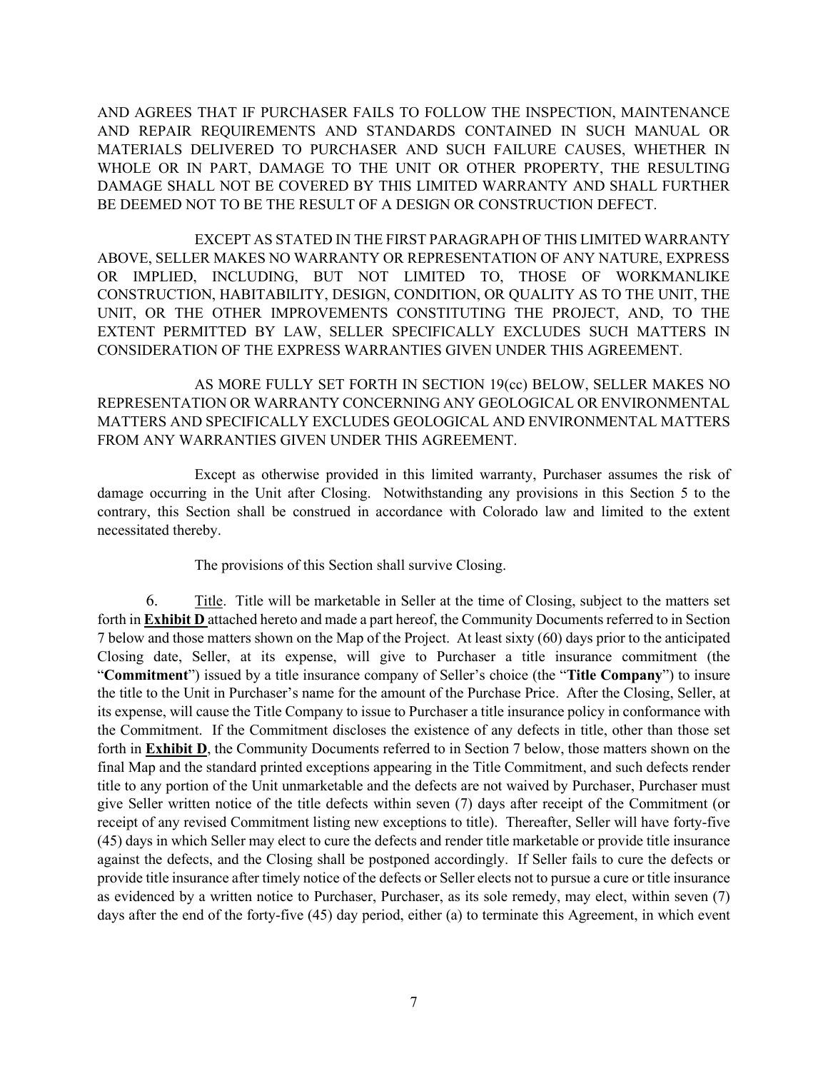AND AGREES THAT IF PURCHASER FAILS TO FOLLOW THE INSPECTION, MAINTENANCE AND REPAIR REQUIREMENTS AND STANDARDS CONTAINED IN SUCH MANUAL OR MATERIALS DELIVERED TO PURCHASER AND SUCH FAILURE CAUSES, WHETHER IN WHOLE OR IN PART, DAMAGE TO THE UNIT OR OTHER PROPERTY, THE RESULTING DAMAGE SHALL NOT BE COVERED BY THIS LIMITED WARRANTY AND SHALL FURTHER BE DEEMED NOT TO BE THE RESULT OF A DESIGN OR CONSTRUCTION DEFECT.

EXCEPT AS STATED IN THE FIRST PARAGRAPH OF THIS LIMITED WARRANTY ABOVE, SELLER MAKES NO WARRANTY OR REPRESENTATION OF ANY NATURE, EXPRESS OR IMPLIED, INCLUDING, BUT NOT LIMITED TO, THOSE OF WORKMANLIKE CONSTRUCTION, HABITABILITY, DESIGN, CONDITION, OR QUALITY AS TO THE UNIT, THE UNIT, OR THE OTHER IMPROVEMENTS CONSTITUTING THE PROJECT, AND, TO THE EXTENT PERMITTED BY LAW, SELLER SPECIFICALLY EXCLUDES SUCH MATTERS IN CONSIDERATION OF THE EXPRESS WARRANTIES GIVEN UNDER THIS AGREEMENT.

AS MORE FULLY SET FORTH IN SECTION 19(cc) BELOW, SELLER MAKES NO REPRESENTATION OR WARRANTY CONCERNING ANY GEOLOGICAL OR ENVIRONMENTAL MATTERS AND SPECIFICALLY EXCLUDES GEOLOGICAL AND ENVIRONMENTAL MATTERS FROM ANY WARRANTIES GIVEN UNDER THIS AGREEMENT.

Except as otherwise provided in this limited warranty, Purchaser assumes the risk of damage occurring in the Unit after Closing. Notwithstanding any provisions in this Section 5 to the contrary, this Section shall be construed in accordance with Colorado law and limited to the extent necessitated thereby.

The provisions of this Section shall survive Closing.

6. Title. Title will be marketable in Seller at the time of Closing, subject to the matters set forth in **Exhibit D** attached hereto and made a part hereof, the Community Documents referred to in Section 7 below and those matters shown on the Map of the Project. At least sixty (60) days prior to the anticipated Closing date, Seller, at its expense, will give to Purchaser a title insurance commitment (the "**Commitment**") issued by a title insurance company of Seller's choice (the "**Title Company**") to insure the title to the Unit in Purchaser's name for the amount of the Purchase Price. After the Closing, Seller, at its expense, will cause the Title Company to issue to Purchaser a title insurance policy in conformance with the Commitment. If the Commitment discloses the existence of any defects in title, other than those set forth in **Exhibit D**, the Community Documents referred to in Section 7 below, those matters shown on the final Map and the standard printed exceptions appearing in the Title Commitment, and such defects render title to any portion of the Unit unmarketable and the defects are not waived by Purchaser, Purchaser must give Seller written notice of the title defects within seven (7) days after receipt of the Commitment (or receipt of any revised Commitment listing new exceptions to title). Thereafter, Seller will have forty-five (45) days in which Seller may elect to cure the defects and render title marketable or provide title insurance against the defects, and the Closing shall be postponed accordingly. If Seller fails to cure the defects or provide title insurance after timely notice of the defects or Seller elects not to pursue a cure or title insurance as evidenced by a written notice to Purchaser, Purchaser, as its sole remedy, may elect, within seven (7) days after the end of the forty-five (45) day period, either (a) to terminate this Agreement, in which event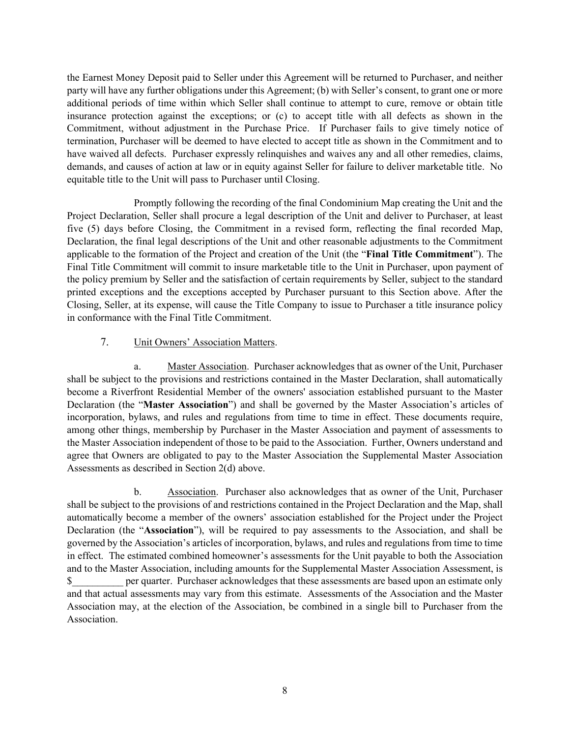the Earnest Money Deposit paid to Seller under this Agreement will be returned to Purchaser, and neither party will have any further obligations under this Agreement; (b) with Seller's consent, to grant one or more additional periods of time within which Seller shall continue to attempt to cure, remove or obtain title insurance protection against the exceptions; or (c) to accept title with all defects as shown in the Commitment, without adjustment in the Purchase Price. If Purchaser fails to give timely notice of termination, Purchaser will be deemed to have elected to accept title as shown in the Commitment and to have waived all defects. Purchaser expressly relinquishes and waives any and all other remedies, claims, demands, and causes of action at law or in equity against Seller for failure to deliver marketable title. No equitable title to the Unit will pass to Purchaser until Closing.

Promptly following the recording of the final Condominium Map creating the Unit and the Project Declaration, Seller shall procure a legal description of the Unit and deliver to Purchaser, at least five (5) days before Closing, the Commitment in a revised form, reflecting the final recorded Map, Declaration, the final legal descriptions of the Unit and other reasonable adjustments to the Commitment applicable to the formation of the Project and creation of the Unit (the "**Final Title Commitment**"). The Final Title Commitment will commit to insure marketable title to the Unit in Purchaser, upon payment of the policy premium by Seller and the satisfaction of certain requirements by Seller, subject to the standard printed exceptions and the exceptions accepted by Purchaser pursuant to this Section above. After the Closing, Seller, at its expense, will cause the Title Company to issue to Purchaser a title insurance policy in conformance with the Final Title Commitment.

7. Unit Owners' Association Matters.

a. Master Association. Purchaser acknowledges that as owner of the Unit, Purchaser shall be subject to the provisions and restrictions contained in the Master Declaration, shall automatically become a Riverfront Residential Member of the owners' association established pursuant to the Master Declaration (the "**Master Association**") and shall be governed by the Master Association's articles of incorporation, bylaws, and rules and regulations from time to time in effect. These documents require, among other things, membership by Purchaser in the Master Association and payment of assessments to the Master Association independent of those to be paid to the Association. Further, Owners understand and agree that Owners are obligated to pay to the Master Association the Supplemental Master Association Assessments as described in Section 2(d) above.

b. Association. Purchaser also acknowledges that as owner of the Unit, Purchaser shall be subject to the provisions of and restrictions contained in the Project Declaration and the Map, shall automatically become a member of the owners' association established for the Project under the Project Declaration (the "**Association**"), will be required to pay assessments to the Association, and shall be governed by the Association's articles of incorporation, bylaws, and rules and regulations from time to time in effect. The estimated combined homeowner's assessments for the Unit payable to both the Association and to the Master Association, including amounts for the Supplemental Master Association Assessment, is $__________ per quarter. Purchaser acknowledges that these assessments are based upon an estimate only and that actual assessments may vary from this estimate. Assessments of the Association and the Master Association may, at the election of the Association, be combined in a single bill to Purchaser from the Association.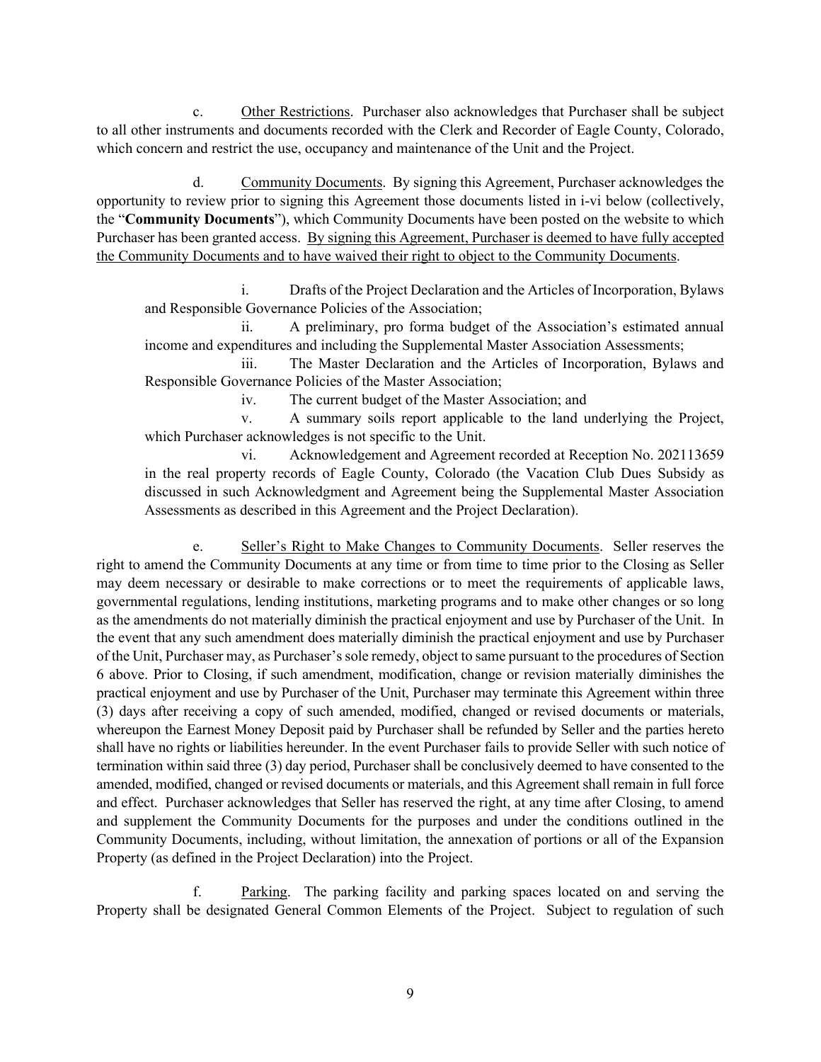c. Other Restrictions. Purchaser also acknowledges that Purchaser shall be subject to all other instruments and documents recorded with the Clerk and Recorder of Eagle County, Colorado, which concern and restrict the use, occupancy and maintenance of the Unit and the Project.

d. Community Documents. By signing this Agreement, Purchaser acknowledges the opportunity to review prior to signing this Agreement those documents listed in i-vi below (collectively, the "**Community Documents**"), which Community Documents have been posted on the website to which Purchaser has been granted access. By signing this Agreement, Purchaser is deemed to have fully accepted the Community Documents and to have waived their right to object to the Community Documents.

i. Drafts of the Project Declaration and the Articles of Incorporation, Bylaws and Responsible Governance Policies of the Association;

ii. A preliminary, pro forma budget of the Association's estimated annual income and expenditures and including the Supplemental Master Association Assessments;

iii. The Master Declaration and the Articles of Incorporation, Bylaws and Responsible Governance Policies of the Master Association;

iv. The current budget of the Master Association; and

v. A summary soils report applicable to the land underlying the Project, which Purchaser acknowledges is not specific to the Unit.

vi. Acknowledgement and Agreement recorded at Reception No. 202113659 in the real property records of Eagle County, Colorado (the Vacation Club Dues Subsidy as discussed in such Acknowledgment and Agreement being the Supplemental Master Association Assessments as described in this Agreement and the Project Declaration).

e. Seller's Right to Make Changes to Community Documents. Seller reserves the right to amend the Community Documents at any time or from time to time prior to the Closing as Seller may deem necessary or desirable to make corrections or to meet the requirements of applicable laws, governmental regulations, lending institutions, marketing programs and to make other changes or so long as the amendments do not materially diminish the practical enjoyment and use by Purchaser of the Unit. In the event that any such amendment does materially diminish the practical enjoyment and use by Purchaser of the Unit, Purchaser may, as Purchaser's sole remedy, object to same pursuant to the procedures of Section 6 above. Prior to Closing, if such amendment, modification, change or revision materially diminishes the practical enjoyment and use by Purchaser of the Unit, Purchaser may terminate this Agreement within three (3) days after receiving a copy of such amended, modified, changed or revised documents or materials, whereupon the Earnest Money Deposit paid by Purchaser shall be refunded by Seller and the parties hereto shall have no rights or liabilities hereunder. In the event Purchaser fails to provide Seller with such notice of termination within said three (3) day period, Purchaser shall be conclusively deemed to have consented to the amended, modified, changed or revised documents or materials, and this Agreement shall remain in full force and effect. Purchaser acknowledges that Seller has reserved the right, at any time after Closing, to amend and supplement the Community Documents for the purposes and under the conditions outlined in the Community Documents, including, without limitation, the annexation of portions or all of the Expansion Property (as defined in the Project Declaration) into the Project.

f. Parking. The parking facility and parking spaces located on and serving the Property shall be designated General Common Elements of the Project. Subject to regulation of such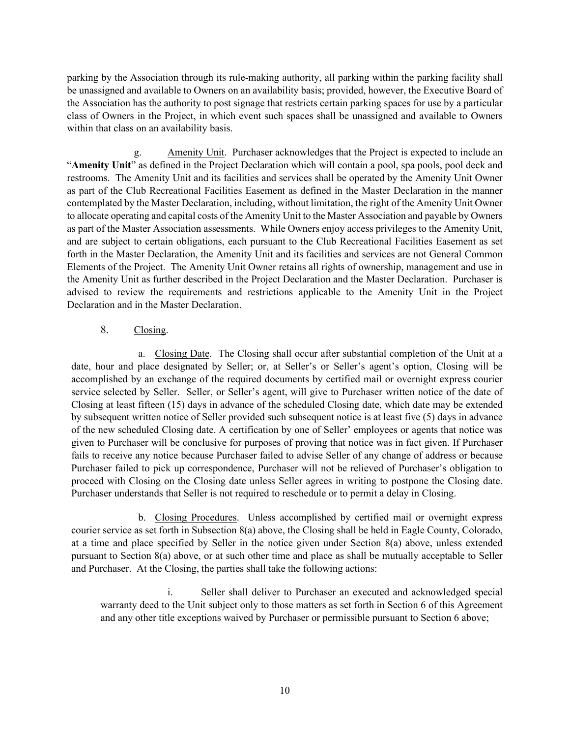parking by the Association through its rule-making authority, all parking within the parking facility shall be unassigned and available to Owners on an availability basis; provided, however, the Executive Board of the Association has the authority to post signage that restricts certain parking spaces for use by a particular class of Owners in the Project, in which event such spaces shall be unassigned and available to Owners within that class on an availability basis.

g. Amenity Unit. Purchaser acknowledges that the Project is expected to include an "**Amenity Unit**" as defined in the Project Declaration which will contain a pool, spa pools, pool deck and restrooms. The Amenity Unit and its facilities and services shall be operated by the Amenity Unit Owner as part of the Club Recreational Facilities Easement as defined in the Master Declaration in the manner contemplated by the Master Declaration, including, without limitation, the right of the Amenity Unit Owner to allocate operating and capital costs of the Amenity Unit to the Master Association and payable by Owners as part of the Master Association assessments. While Owners enjoy access privileges to the Amenity Unit, and are subject to certain obligations, each pursuant to the Club Recreational Facilities Easement as set forth in the Master Declaration, the Amenity Unit and its facilities and services are not General Common Elements of the Project. The Amenity Unit Owner retains all rights of ownership, management and use in the Amenity Unit as further described in the Project Declaration and the Master Declaration. Purchaser is advised to review the requirements and restrictions applicable to the Amenity Unit in the Project Declaration and in the Master Declaration.

8. Closing.

a. Closing Date. The Closing shall occur after substantial completion of the Unit at a date, hour and place designated by Seller; or, at Seller's or Seller's agent's option, Closing will be accomplished by an exchange of the required documents by certified mail or overnight express courier service selected by Seller. Seller, or Seller's agent, will give to Purchaser written notice of the date of Closing at least fifteen (15) days in advance of the scheduled Closing date, which date may be extended by subsequent written notice of Seller provided such subsequent notice is at least five (5) days in advance of the new scheduled Closing date. A certification by one of Seller' employees or agents that notice was given to Purchaser will be conclusive for purposes of proving that notice was in fact given. If Purchaser fails to receive any notice because Purchaser failed to advise Seller of any change of address or because Purchaser failed to pick up correspondence, Purchaser will not be relieved of Purchaser's obligation to proceed with Closing on the Closing date unless Seller agrees in writing to postpone the Closing date. Purchaser understands that Seller is not required to reschedule or to permit a delay in Closing.

b. Closing Procedures. Unless accomplished by certified mail or overnight express courier service as set forth in Subsection 8(a) above, the Closing shall be held in Eagle County, Colorado, at a time and place specified by Seller in the notice given under Section 8(a) above, unless extended pursuant to Section 8(a) above, or at such other time and place as shall be mutually acceptable to Seller and Purchaser. At the Closing, the parties shall take the following actions:

i. Seller shall deliver to Purchaser an executed and acknowledged special warranty deed to the Unit subject only to those matters as set forth in Section 6 of this Agreement and any other title exceptions waived by Purchaser or permissible pursuant to Section 6 above;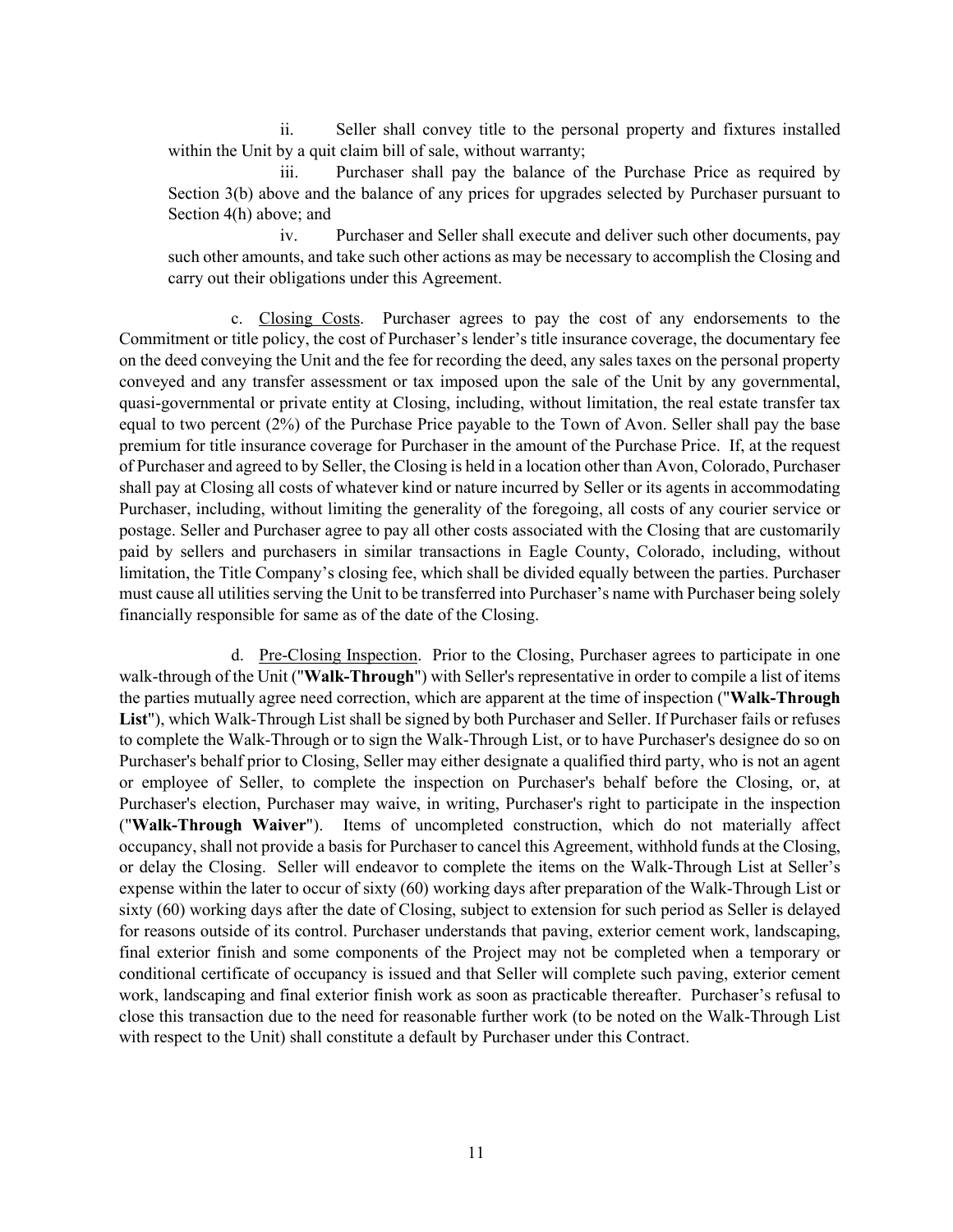ii. Seller shall convey title to the personal property and fixtures installed within the Unit by a quit claim bill of sale, without warranty;

iii. Purchaser shall pay the balance of the Purchase Price as required by Section 3(b) above and the balance of any prices for upgrades selected by Purchaser pursuant to Section 4(h) above; and

iv. Purchaser and Seller shall execute and deliver such other documents, pay such other amounts, and take such other actions as may be necessary to accomplish the Closing and carry out their obligations under this Agreement.

c. Closing Costs. Purchaser agrees to pay the cost of any endorsements to the Commitment or title policy, the cost of Purchaser's lender's title insurance coverage, the documentary fee on the deed conveying the Unit and the fee for recording the deed, any sales taxes on the personal property conveyed and any transfer assessment or tax imposed upon the sale of the Unit by any governmental, quasi-governmental or private entity at Closing, including, without limitation, the real estate transfer tax equal to two percent (2%) of the Purchase Price payable to the Town of Avon. Seller shall pay the base premium for title insurance coverage for Purchaser in the amount of the Purchase Price. If, at the request of Purchaser and agreed to by Seller, the Closing is held in a location other than Avon, Colorado, Purchaser shall pay at Closing all costs of whatever kind or nature incurred by Seller or its agents in accommodating Purchaser, including, without limiting the generality of the foregoing, all costs of any courier service or postage. Seller and Purchaser agree to pay all other costs associated with the Closing that are customarily paid by sellers and purchasers in similar transactions in Eagle County, Colorado, including, without limitation, the Title Company's closing fee, which shall be divided equally between the parties. Purchaser must cause all utilities serving the Unit to be transferred into Purchaser's name with Purchaser being solely financially responsible for same as of the date of the Closing.

d. Pre-Closing Inspection. Prior to the Closing, Purchaser agrees to participate in one walk-through of the Unit ("**Walk-Through**") with Seller's representative in order to compile a list of items the parties mutually agree need correction, which are apparent at the time of inspection ("**Walk-Through List**"), which Walk-Through List shall be signed by both Purchaser and Seller. If Purchaser fails or refuses to complete the Walk-Through or to sign the Walk-Through List, or to have Purchaser's designee do so on Purchaser's behalf prior to Closing, Seller may either designate a qualified third party, who is not an agent or employee of Seller, to complete the inspection on Purchaser's behalf before the Closing, or, at Purchaser's election, Purchaser may waive, in writing, Purchaser's right to participate in the inspection ("**Walk-Through Waiver**"). Items of uncompleted construction, which do not materially affect occupancy, shall not provide a basis for Purchaser to cancel this Agreement, withhold funds at the Closing, or delay the Closing. Seller will endeavor to complete the items on the Walk-Through List at Seller's expense within the later to occur of sixty (60) working days after preparation of the Walk-Through List or sixty (60) working days after the date of Closing, subject to extension for such period as Seller is delayed for reasons outside of its control. Purchaser understands that paving, exterior cement work, landscaping, final exterior finish and some components of the Project may not be completed when a temporary or conditional certificate of occupancy is issued and that Seller will complete such paving, exterior cement work, landscaping and final exterior finish work as soon as practicable thereafter. Purchaser's refusal to close this transaction due to the need for reasonable further work (to be noted on the Walk-Through List with respect to the Unit) shall constitute a default by Purchaser under this Contract.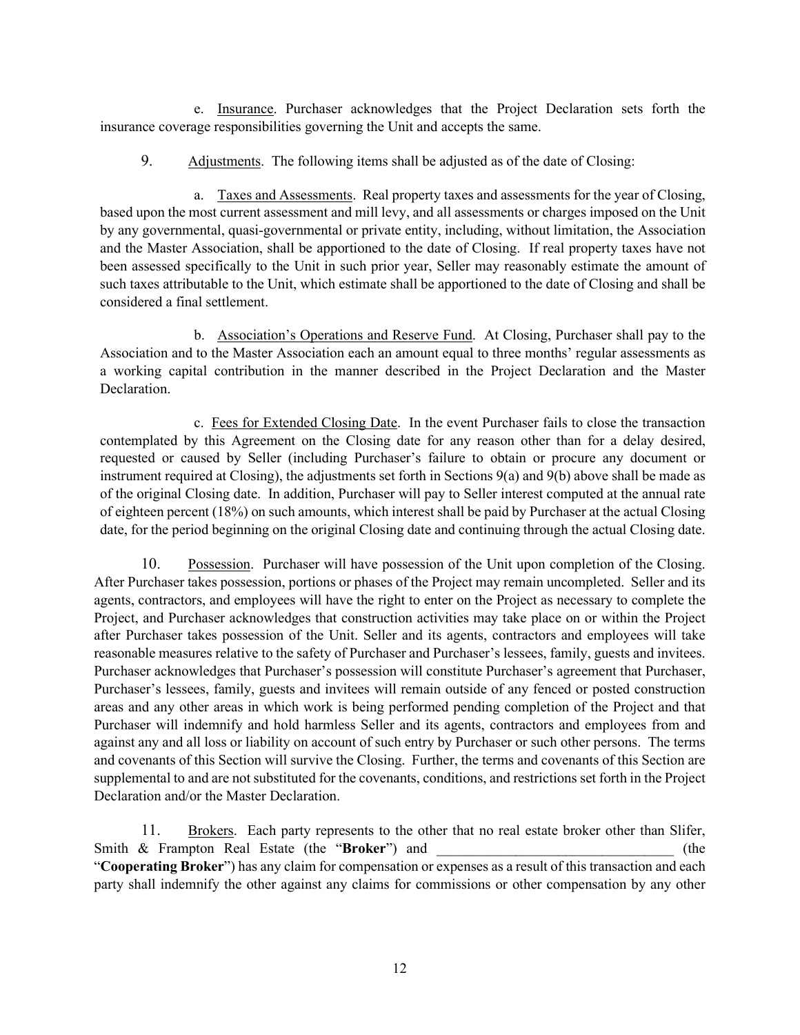e. Insurance. Purchaser acknowledges that the Project Declaration sets forth the insurance coverage responsibilities governing the Unit and accepts the same.

9. Adjustments. The following items shall be adjusted as of the date of Closing:

a. Taxes and Assessments. Real property taxes and assessments for the year of Closing, based upon the most current assessment and mill levy, and all assessments or charges imposed on the Unit by any governmental, quasi-governmental or private entity, including, without limitation, the Association and the Master Association, shall be apportioned to the date of Closing. If real property taxes have not been assessed specifically to the Unit in such prior year, Seller may reasonably estimate the amount of such taxes attributable to the Unit, which estimate shall be apportioned to the date of Closing and shall be considered a final settlement.

b. Association's Operations and Reserve Fund. At Closing, Purchaser shall pay to the Association and to the Master Association each an amount equal to three months' regular assessments as a working capital contribution in the manner described in the Project Declaration and the Master Declaration.

c. Fees for Extended Closing Date. In the event Purchaser fails to close the transaction contemplated by this Agreement on the Closing date for any reason other than for a delay desired, requested or caused by Seller (including Purchaser's failure to obtain or procure any document or instrument required at Closing), the adjustments set forth in Sections 9(a) and 9(b) above shall be made as of the original Closing date. In addition, Purchaser will pay to Seller interest computed at the annual rate of eighteen percent (18%) on such amounts, which interest shall be paid by Purchaser at the actual Closing date, for the period beginning on the original Closing date and continuing through the actual Closing date.

10. Possession. Purchaser will have possession of the Unit upon completion of the Closing. After Purchaser takes possession, portions or phases of the Project may remain uncompleted. Seller and its agents, contractors, and employees will have the right to enter on the Project as necessary to complete the Project, and Purchaser acknowledges that construction activities may take place on or within the Project after Purchaser takes possession of the Unit. Seller and its agents, contractors and employees will take reasonable measures relative to the safety of Purchaser and Purchaser's lessees, family, guests and invitees. Purchaser acknowledges that Purchaser's possession will constitute Purchaser's agreement that Purchaser, Purchaser's lessees, family, guests and invitees will remain outside of any fenced or posted construction areas and any other areas in which work is being performed pending completion of the Project and that Purchaser will indemnify and hold harmless Seller and its agents, contractors and employees from and against any and all loss or liability on account of such entry by Purchaser or such other persons. The terms and covenants of this Section will survive the Closing. Further, the terms and covenants of this Section are supplemental to and are not substituted for the covenants, conditions, and restrictions set forth in the Project Declaration and/or the Master Declaration.

11. Brokers. Each party represents to the other that no real estate broker other than Slifer, Smith & Frampton Real Estate (the "**Broker**") and ________________________________ (the "**Cooperating Broker**") has any claim for compensation or expenses as a result of this transaction and each party shall indemnify the other against any claims for commissions or other compensation by any other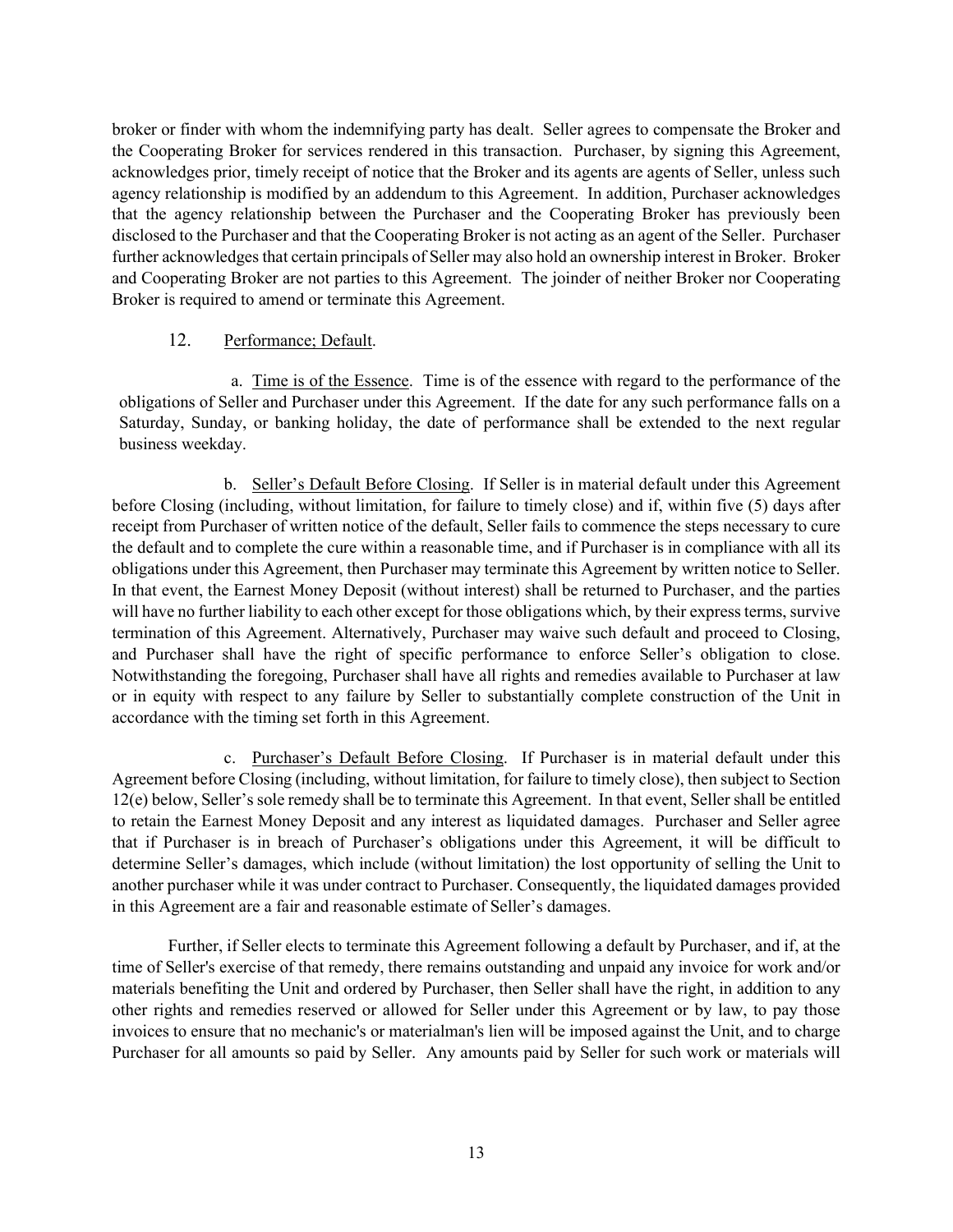broker or finder with whom the indemnifying party has dealt. Seller agrees to compensate the Broker and the Cooperating Broker for services rendered in this transaction. Purchaser, by signing this Agreement, acknowledges prior, timely receipt of notice that the Broker and its agents are agents of Seller, unless such agency relationship is modified by an addendum to this Agreement. In addition, Purchaser acknowledges that the agency relationship between the Purchaser and the Cooperating Broker has previously been disclosed to the Purchaser and that the Cooperating Broker is not acting as an agent of the Seller. Purchaser further acknowledges that certain principals of Seller may also hold an ownership interest in Broker. Broker and Cooperating Broker are not parties to this Agreement. The joinder of neither Broker nor Cooperating Broker is required to amend or terminate this Agreement.

12. Performance; Default.

a. Time is of the Essence. Time is of the essence with regard to the performance of the obligations of Seller and Purchaser under this Agreement. If the date for any such performance falls on a Saturday, Sunday, or banking holiday, the date of performance shall be extended to the next regular business weekday.

b. Seller's Default Before Closing. If Seller is in material default under this Agreement before Closing (including, without limitation, for failure to timely close) and if, within five (5) days after receipt from Purchaser of written notice of the default, Seller fails to commence the steps necessary to cure the default and to complete the cure within a reasonable time, and if Purchaser is in compliance with all its obligations under this Agreement, then Purchaser may terminate this Agreement by written notice to Seller. In that event, the Earnest Money Deposit (without interest) shall be returned to Purchaser, and the parties will have no further liability to each other except for those obligations which, by their express terms, survive termination of this Agreement. Alternatively, Purchaser may waive such default and proceed to Closing, and Purchaser shall have the right of specific performance to enforce Seller's obligation to close. Notwithstanding the foregoing, Purchaser shall have all rights and remedies available to Purchaser at law or in equity with respect to any failure by Seller to substantially complete construction of the Unit in accordance with the timing set forth in this Agreement.

c. Purchaser's Default Before Closing. If Purchaser is in material default under this Agreement before Closing (including, without limitation, for failure to timely close), then subject to Section 12(e) below, Seller's sole remedy shall be to terminate this Agreement. In that event, Seller shall be entitled to retain the Earnest Money Deposit and any interest as liquidated damages. Purchaser and Seller agree that if Purchaser is in breach of Purchaser's obligations under this Agreement, it will be difficult to determine Seller's damages, which include (without limitation) the lost opportunity of selling the Unit to another purchaser while it was under contract to Purchaser. Consequently, the liquidated damages provided in this Agreement are a fair and reasonable estimate of Seller's damages.

Further, if Seller elects to terminate this Agreement following a default by Purchaser, and if, at the time of Seller's exercise of that remedy, there remains outstanding and unpaid any invoice for work and/or materials benefiting the Unit and ordered by Purchaser, then Seller shall have the right, in addition to any other rights and remedies reserved or allowed for Seller under this Agreement or by law, to pay those invoices to ensure that no mechanic's or materialman's lien will be imposed against the Unit, and to charge Purchaser for all amounts so paid by Seller. Any amounts paid by Seller for such work or materials will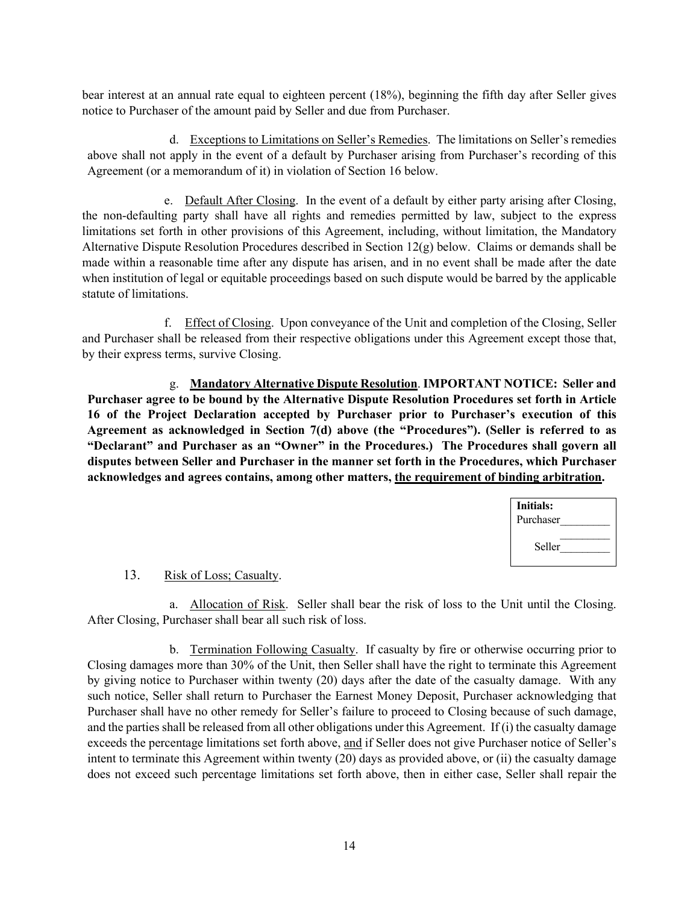bear interest at an annual rate equal to eighteen percent (18%), beginning the fifth day after Seller gives notice to Purchaser of the amount paid by Seller and due from Purchaser.

d. Exceptions to Limitations on Seller's Remedies. The limitations on Seller's remedies above shall not apply in the event of a default by Purchaser arising from Purchaser's recording of this Agreement (or a memorandum of it) in violation of Section 16 below.

e. Default After Closing. In the event of a default by either party arising after Closing, the non-defaulting party shall have all rights and remedies permitted by law, subject to the express limitations set forth in other provisions of this Agreement, including, without limitation, the Mandatory Alternative Dispute Resolution Procedures described in Section 12(g) below. Claims or demands shall be made within a reasonable time after any dispute has arisen, and in no event shall be made after the date when institution of legal or equitable proceedings based on such dispute would be barred by the applicable statute of limitations.

f. Effect of Closing. Upon conveyance of the Unit and completion of the Closing, Seller and Purchaser shall be released from their respective obligations under this Agreement except those that, by their express terms, survive Closing.

g. **Mandatory Alternative Dispute Resolution**. **IMPORTANT NOTICE: Seller and Purchaser agree to be bound by the Alternative Dispute Resolution Procedures set forth in Article 16 of the Project Declaration accepted by Purchaser prior to Purchaser's execution of this Agreement as acknowledged in Section 7(d) above (the "Procedures"). (Seller is referred to as "Declarant" and Purchaser as an "Owner" in the Procedures.) The Procedures shall govern all disputes between Seller and Purchaser in the manner set forth in the Procedures, which Purchaser acknowledges and agrees contains, among other matters, the requirement of binding arbitration.**

| **Initials:** |
|---|
| Purchaser_________ |
| _________ |
| Seller_________ |

13. Risk of Loss; Casualty.

a. Allocation of Risk. Seller shall bear the risk of loss to the Unit until the Closing. After Closing, Purchaser shall bear all such risk of loss.

b. Termination Following Casualty. If casualty by fire or otherwise occurring prior to Closing damages more than 30% of the Unit, then Seller shall have the right to terminate this Agreement by giving notice to Purchaser within twenty (20) days after the date of the casualty damage. With any such notice, Seller shall return to Purchaser the Earnest Money Deposit, Purchaser acknowledging that Purchaser shall have no other remedy for Seller's failure to proceed to Closing because of such damage, and the parties shall be released from all other obligations under this Agreement. If (i) the casualty damage exceeds the percentage limitations set forth above, and if Seller does not give Purchaser notice of Seller's intent to terminate this Agreement within twenty (20) days as provided above, or (ii) the casualty damage does not exceed such percentage limitations set forth above, then in either case, Seller shall repair the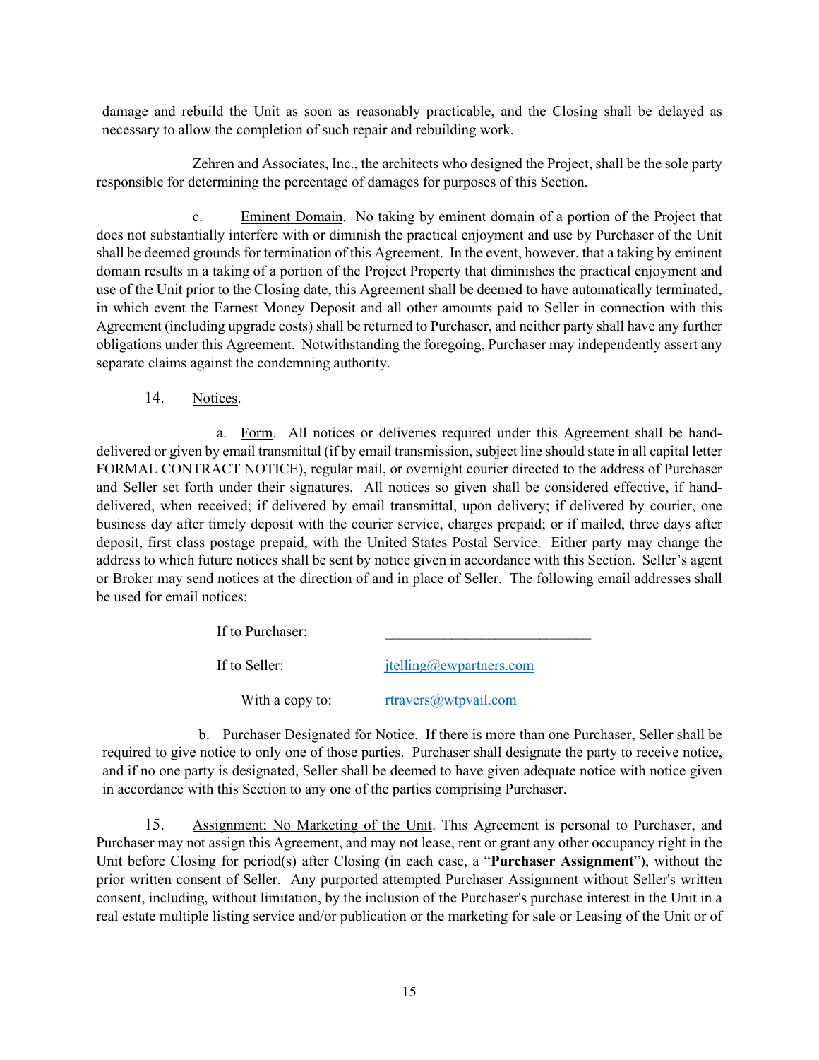damage and rebuild the Unit as soon as reasonably practicable, and the Closing shall be delayed as necessary to allow the completion of such repair and rebuilding work.

Zehren and Associates, Inc., the architects who designed the Project, shall be the sole party responsible for determining the percentage of damages for purposes of this Section.

c. Eminent Domain. No taking by eminent domain of a portion of the Project that does not substantially interfere with or diminish the practical enjoyment and use by Purchaser of the Unit shall be deemed grounds for termination of this Agreement. In the event, however, that a taking by eminent domain results in a taking of a portion of the Project Property that diminishes the practical enjoyment and use of the Unit prior to the Closing date, this Agreement shall be deemed to have automatically terminated, in which event the Earnest Money Deposit and all other amounts paid to Seller in connection with this Agreement (including upgrade costs) shall be returned to Purchaser, and neither party shall have any further obligations under this Agreement. Notwithstanding the foregoing, Purchaser may independently assert any separate claims against the condemning authority.

14. Notices.

a. Form. All notices or deliveries required under this Agreement shall be hand-delivered or given by email transmittal (if by email transmission, subject line should state in all capital letter FORMAL CONTRACT NOTICE), regular mail, or overnight courier directed to the address of Purchaser and Seller set forth under their signatures. All notices so given shall be considered effective, if hand-delivered, when received; if delivered by email transmittal, upon delivery; if delivered by courier, one business day after timely deposit with the courier service, charges prepaid; or if mailed, three days after deposit, first class postage prepaid, with the United States Postal Service. Either party may change the address to which future notices shall be sent by notice given in accordance with this Section. Seller's agent or Broker may send notices at the direction of and in place of Seller. The following email addresses shall be used for email notices:

If to Purchaser: ____________________________

If to Seller: jtelling@ewpartners.com

With a copy to: rtravers@wtpvail.com

b. Purchaser Designated for Notice. If there is more than one Purchaser, Seller shall be required to give notice to only one of those parties. Purchaser shall designate the party to receive notice, and if no one party is designated, Seller shall be deemed to have given adequate notice with notice given in accordance with this Section to any one of the parties comprising Purchaser.

15. Assignment; No Marketing of the Unit. This Agreement is personal to Purchaser, and Purchaser may not assign this Agreement, and may not lease, rent or grant any other occupancy right in the Unit before Closing for period(s) after Closing (in each case, a "**Purchaser Assignment**"), without the prior written consent of Seller. Any purported attempted Purchaser Assignment without Seller's written consent, including, without limitation, by the inclusion of the Purchaser's purchase interest in the Unit in a real estate multiple listing service and/or publication or the marketing for sale or Leasing of the Unit or of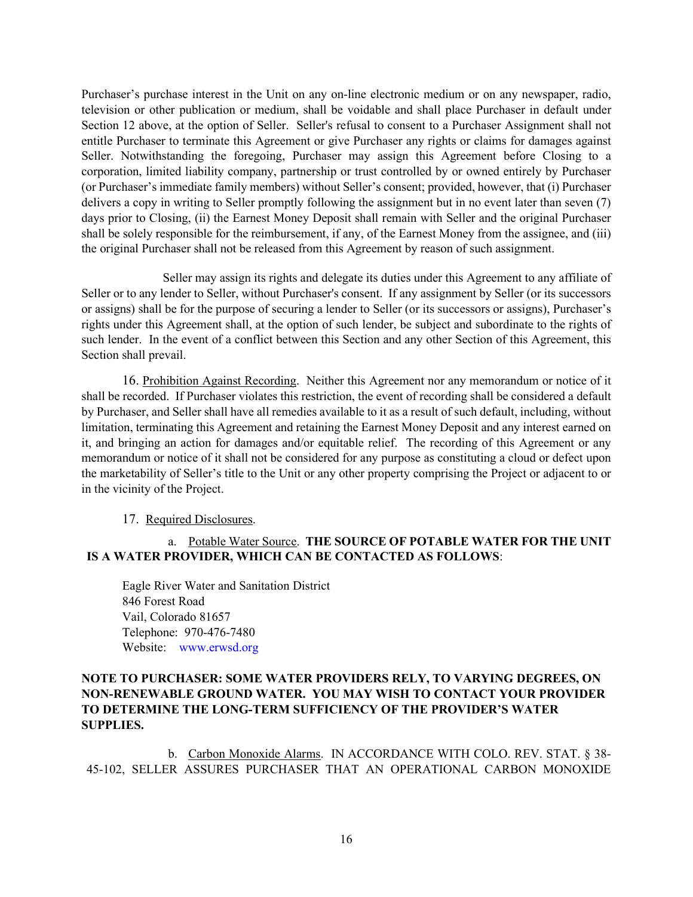Purchaser's purchase interest in the Unit on any on-line electronic medium or on any newspaper, radio, television or other publication or medium, shall be voidable and shall place Purchaser in default under Section 12 above, at the option of Seller. Seller's refusal to consent to a Purchaser Assignment shall not entitle Purchaser to terminate this Agreement or give Purchaser any rights or claims for damages against Seller. Notwithstanding the foregoing, Purchaser may assign this Agreement before Closing to a corporation, limited liability company, partnership or trust controlled by or owned entirely by Purchaser (or Purchaser's immediate family members) without Seller's consent; provided, however, that (i) Purchaser delivers a copy in writing to Seller promptly following the assignment but in no event later than seven (7) days prior to Closing, (ii) the Earnest Money Deposit shall remain with Seller and the original Purchaser shall be solely responsible for the reimbursement, if any, of the Earnest Money from the assignee, and (iii) the original Purchaser shall not be released from this Agreement by reason of such assignment.

Seller may assign its rights and delegate its duties under this Agreement to any affiliate of Seller or to any lender to Seller, without Purchaser's consent. If any assignment by Seller (or its successors or assigns) shall be for the purpose of securing a lender to Seller (or its successors or assigns), Purchaser's rights under this Agreement shall, at the option of such lender, be subject and subordinate to the rights of such lender. In the event of a conflict between this Section and any other Section of this Agreement, this Section shall prevail.

16. Prohibition Against Recording. Neither this Agreement nor any memorandum or notice of it shall be recorded. If Purchaser violates this restriction, the event of recording shall be considered a default by Purchaser, and Seller shall have all remedies available to it as a result of such default, including, without limitation, terminating this Agreement and retaining the Earnest Money Deposit and any interest earned on it, and bringing an action for damages and/or equitable relief. The recording of this Agreement or any memorandum or notice of it shall not be considered for any purpose as constituting a cloud or defect upon the marketability of Seller's title to the Unit or any other property comprising the Project or adjacent to or in the vicinity of the Project.

17. Required Disclosures.

a. Potable Water Source. **THE SOURCE OF POTABLE WATER FOR THE UNIT IS A WATER PROVIDER, WHICH CAN BE CONTACTED AS FOLLOWS**:

Eagle River Water and Sanitation District
846 Forest Road
Vail, Colorado 81657
Telephone: 970-476-7480
Website: www.erwsd.org

**NOTE TO PURCHASER: SOME WATER PROVIDERS RELY, TO VARYING DEGREES, ON NON-RENEWABLE GROUND WATER. YOU MAY WISH TO CONTACT YOUR PROVIDER TO DETERMINE THE LONG-TERM SUFFICIENCY OF THE PROVIDER'S WATER SUPPLIES.**

b. Carbon Monoxide Alarms. IN ACCORDANCE WITH COLO. REV. STAT. § 38-45-102, SELLER ASSURES PURCHASER THAT AN OPERATIONAL CARBON MONOXIDE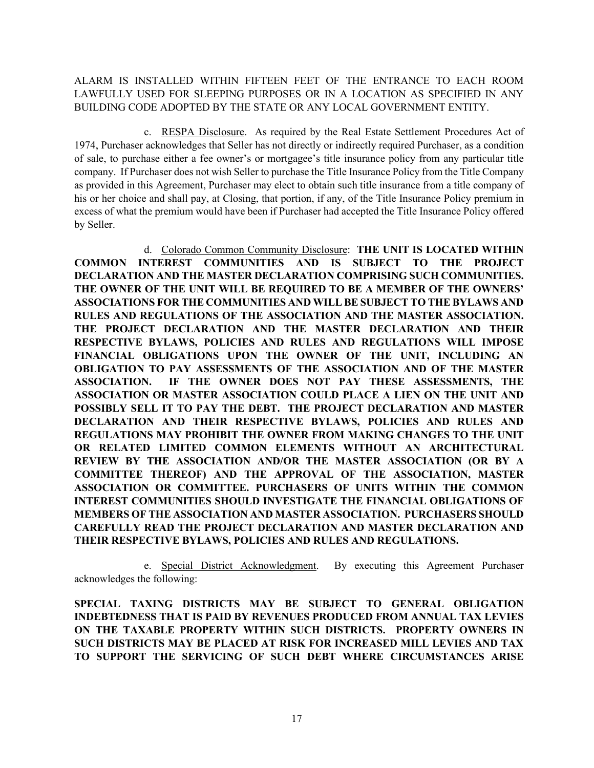ALARM IS INSTALLED WITHIN FIFTEEN FEET OF THE ENTRANCE TO EACH ROOM LAWFULLY USED FOR SLEEPING PURPOSES OR IN A LOCATION AS SPECIFIED IN ANY BUILDING CODE ADOPTED BY THE STATE OR ANY LOCAL GOVERNMENT ENTITY.

c. RESPA Disclosure. As required by the Real Estate Settlement Procedures Act of 1974, Purchaser acknowledges that Seller has not directly or indirectly required Purchaser, as a condition of sale, to purchase either a fee owner's or mortgagee's title insurance policy from any particular title company. If Purchaser does not wish Seller to purchase the Title Insurance Policy from the Title Company as provided in this Agreement, Purchaser may elect to obtain such title insurance from a title company of his or her choice and shall pay, at Closing, that portion, if any, of the Title Insurance Policy premium in excess of what the premium would have been if Purchaser had accepted the Title Insurance Policy offered by Seller.

d. Colorado Common Community Disclosure: **THE UNIT IS LOCATED WITHIN COMMON INTEREST COMMUNITIES AND IS SUBJECT TO THE PROJECT DECLARATION AND THE MASTER DECLARATION COMPRISING SUCH COMMUNITIES. THE OWNER OF THE UNIT WILL BE REQUIRED TO BE A MEMBER OF THE OWNERS' ASSOCIATIONS FOR THE COMMUNITIES AND WILL BE SUBJECT TO THE BYLAWS AND RULES AND REGULATIONS OF THE ASSOCIATION AND THE MASTER ASSOCIATION. THE PROJECT DECLARATION AND THE MASTER DECLARATION AND THEIR RESPECTIVE BYLAWS, POLICIES AND RULES AND REGULATIONS WILL IMPOSE FINANCIAL OBLIGATIONS UPON THE OWNER OF THE UNIT, INCLUDING AN OBLIGATION TO PAY ASSESSMENTS OF THE ASSOCIATION AND OF THE MASTER ASSOCIATION. IF THE OWNER DOES NOT PAY THESE ASSESSMENTS, THE ASSOCIATION OR MASTER ASSOCIATION COULD PLACE A LIEN ON THE UNIT AND POSSIBLY SELL IT TO PAY THE DEBT. THE PROJECT DECLARATION AND MASTER DECLARATION AND THEIR RESPECTIVE BYLAWS, POLICIES AND RULES AND REGULATIONS MAY PROHIBIT THE OWNER FROM MAKING CHANGES TO THE UNIT OR RELATED LIMITED COMMON ELEMENTS WITHOUT AN ARCHITECTURAL REVIEW BY THE ASSOCIATION AND/OR THE MASTER ASSOCIATION (OR BY A COMMITTEE THEREOF) AND THE APPROVAL OF THE ASSOCIATION, MASTER ASSOCIATION OR COMMITTEE. PURCHASERS OF UNITS WITHIN THE COMMON INTEREST COMMUNITIES SHOULD INVESTIGATE THE FINANCIAL OBLIGATIONS OF MEMBERS OF THE ASSOCIATION AND MASTER ASSOCIATION. PURCHASERS SHOULD CAREFULLY READ THE PROJECT DECLARATION AND MASTER DECLARATION AND THEIR RESPECTIVE BYLAWS, POLICIES AND RULES AND REGULATIONS.**

e. Special District Acknowledgment. By executing this Agreement Purchaser acknowledges the following:

**SPECIAL TAXING DISTRICTS MAY BE SUBJECT TO GENERAL OBLIGATION INDEBTEDNESS THAT IS PAID BY REVENUES PRODUCED FROM ANNUAL TAX LEVIES ON THE TAXABLE PROPERTY WITHIN SUCH DISTRICTS. PROPERTY OWNERS IN SUCH DISTRICTS MAY BE PLACED AT RISK FOR INCREASED MILL LEVIES AND TAX TO SUPPORT THE SERVICING OF SUCH DEBT WHERE CIRCUMSTANCES ARISE**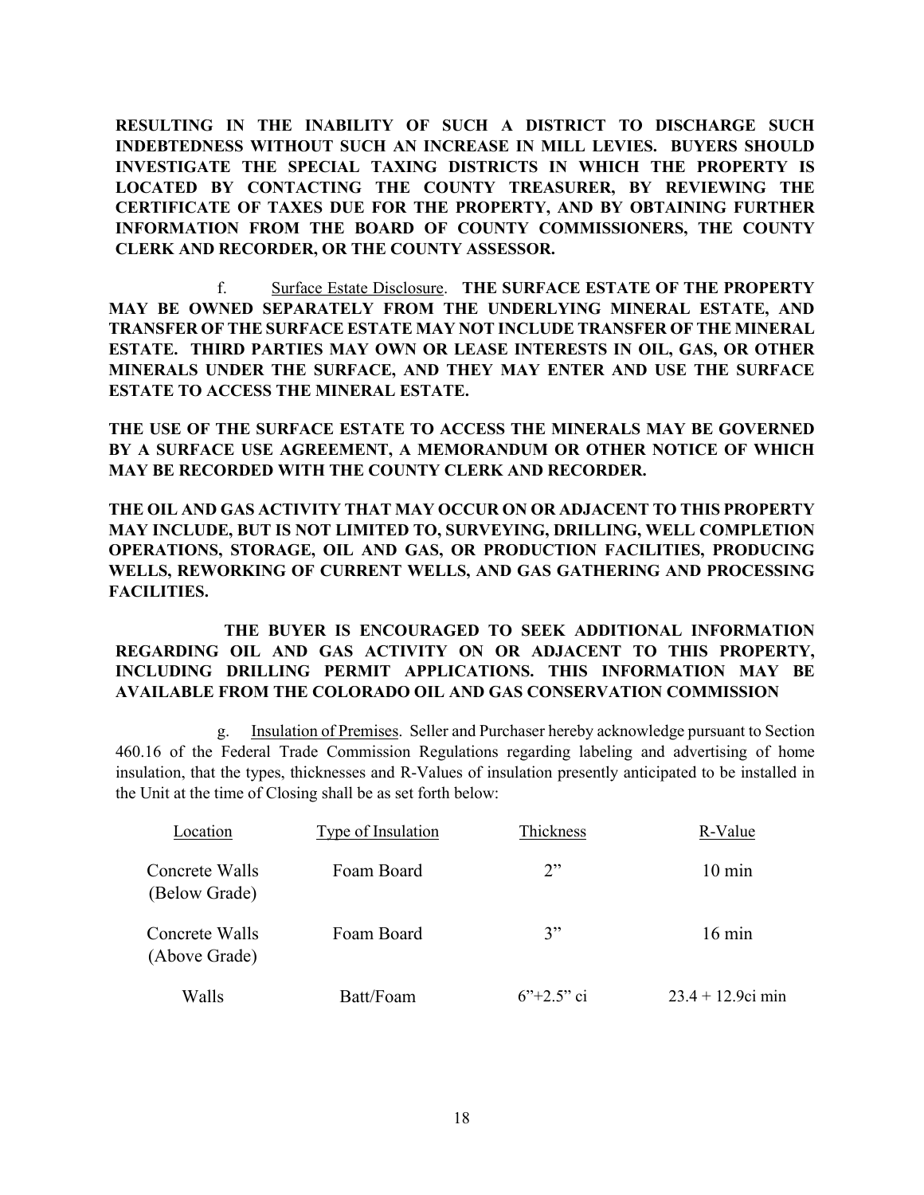**RESULTING IN THE INABILITY OF SUCH A DISTRICT TO DISCHARGE SUCH INDEBTEDNESS WITHOUT SUCH AN INCREASE IN MILL LEVIES. BUYERS SHOULD INVESTIGATE THE SPECIAL TAXING DISTRICTS IN WHICH THE PROPERTY IS LOCATED BY CONTACTING THE COUNTY TREASURER, BY REVIEWING THE CERTIFICATE OF TAXES DUE FOR THE PROPERTY, AND BY OBTAINING FURTHER INFORMATION FROM THE BOARD OF COUNTY COMMISSIONERS, THE COUNTY CLERK AND RECORDER, OR THE COUNTY ASSESSOR.**

f. Surface Estate Disclosure. **THE SURFACE ESTATE OF THE PROPERTY MAY BE OWNED SEPARATELY FROM THE UNDERLYING MINERAL ESTATE, AND TRANSFER OF THE SURFACE ESTATE MAY NOT INCLUDE TRANSFER OF THE MINERAL ESTATE. THIRD PARTIES MAY OWN OR LEASE INTERESTS IN OIL, GAS, OR OTHER MINERALS UNDER THE SURFACE, AND THEY MAY ENTER AND USE THE SURFACE ESTATE TO ACCESS THE MINERAL ESTATE.**

**THE USE OF THE SURFACE ESTATE TO ACCESS THE MINERALS MAY BE GOVERNED BY A SURFACE USE AGREEMENT, A MEMORANDUM OR OTHER NOTICE OF WHICH MAY BE RECORDED WITH THE COUNTY CLERK AND RECORDER.**

**THE OIL AND GAS ACTIVITY THAT MAY OCCUR ON OR ADJACENT TO THIS PROPERTY MAY INCLUDE, BUT IS NOT LIMITED TO, SURVEYING, DRILLING, WELL COMPLETION OPERATIONS, STORAGE, OIL AND GAS, OR PRODUCTION FACILITIES, PRODUCING WELLS, REWORKING OF CURRENT WELLS, AND GAS GATHERING AND PROCESSING FACILITIES.**

**THE BUYER IS ENCOURAGED TO SEEK ADDITIONAL INFORMATION REGARDING OIL AND GAS ACTIVITY ON OR ADJACENT TO THIS PROPERTY, INCLUDING DRILLING PERMIT APPLICATIONS. THIS INFORMATION MAY BE AVAILABLE FROM THE COLORADO OIL AND GAS CONSERVATION COMMISSION**

g. Insulation of Premises. Seller and Purchaser hereby acknowledge pursuant to Section 460.16 of the Federal Trade Commission Regulations regarding labeling and advertising of home insulation, that the types, thicknesses and R-Values of insulation presently anticipated to be installed in the Unit at the time of Closing shall be as set forth below:

| Location | Type of Insulation | Thickness | R-Value |
|---|---|---|---|
| Concrete Walls (Below Grade) | Foam Board | 2” | 10 min |
| Concrete Walls (Above Grade) | Foam Board | 3” | 16 min |
| Walls | Batt/Foam | 6”+2.5” ci | 23.4 + 12.9ci min |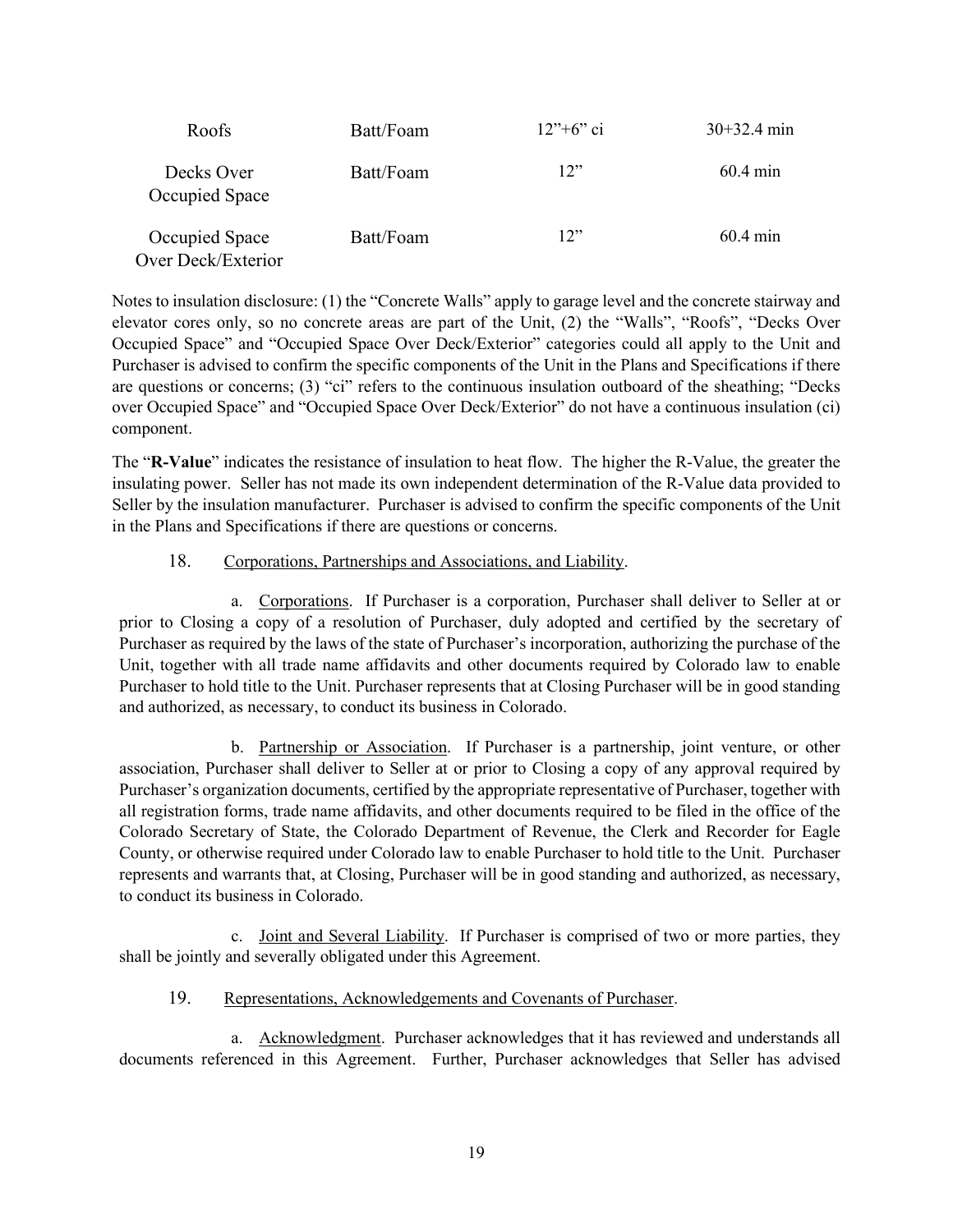| Roofs | Batt/Foam | 12”+6” ci | 30+32.4 min |
|---|---|---|---|
| Decks Over Occupied Space | Batt/Foam | 12” | 60.4 min |
| Occupied Space Over Deck/Exterior | Batt/Foam | 12” | 60.4 min |

Notes to insulation disclosure: (1) the “Concrete Walls” apply to garage level and the concrete stairway and elevator cores only, so no concrete areas are part of the Unit, (2) the “Walls”, “Roofs”, “Decks Over Occupied Space” and “Occupied Space Over Deck/Exterior” categories could all apply to the Unit and Purchaser is advised to confirm the specific components of the Unit in the Plans and Specifications if there are questions or concerns; (3) “ci” refers to the continuous insulation outboard of the sheathing; “Decks over Occupied Space” and “Occupied Space Over Deck/Exterior” do not have a continuous insulation (ci) component.

The “**R-Value**” indicates the resistance of insulation to heat flow. The higher the R-Value, the greater the insulating power. Seller has not made its own independent determination of the R-Value data provided to Seller by the insulation manufacturer. Purchaser is advised to confirm the specific components of the Unit in the Plans and Specifications if there are questions or concerns.

18. Corporations, Partnerships and Associations, and Liability.

a. Corporations. If Purchaser is a corporation, Purchaser shall deliver to Seller at or prior to Closing a copy of a resolution of Purchaser, duly adopted and certified by the secretary of Purchaser as required by the laws of the state of Purchaser’s incorporation, authorizing the purchase of the Unit, together with all trade name affidavits and other documents required by Colorado law to enable Purchaser to hold title to the Unit. Purchaser represents that at Closing Purchaser will be in good standing and authorized, as necessary, to conduct its business in Colorado.

b. Partnership or Association. If Purchaser is a partnership, joint venture, or other association, Purchaser shall deliver to Seller at or prior to Closing a copy of any approval required by Purchaser’s organization documents, certified by the appropriate representative of Purchaser, together with all registration forms, trade name affidavits, and other documents required to be filed in the office of the Colorado Secretary of State, the Colorado Department of Revenue, the Clerk and Recorder for Eagle County, or otherwise required under Colorado law to enable Purchaser to hold title to the Unit. Purchaser represents and warrants that, at Closing, Purchaser will be in good standing and authorized, as necessary, to conduct its business in Colorado.

c. Joint and Several Liability. If Purchaser is comprised of two or more parties, they shall be jointly and severally obligated under this Agreement.

19. Representations, Acknowledgements and Covenants of Purchaser.

a. Acknowledgment. Purchaser acknowledges that it has reviewed and understands all documents referenced in this Agreement. Further, Purchaser acknowledges that Seller has advised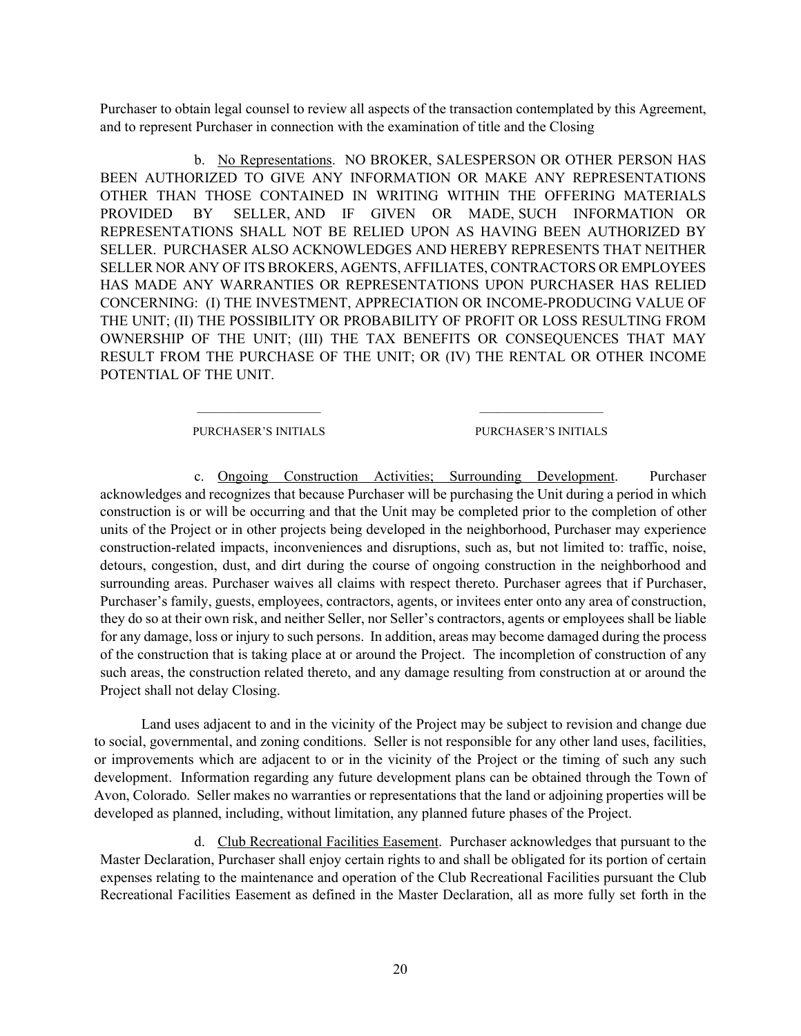Purchaser to obtain legal counsel to review all aspects of the transaction contemplated by this Agreement, and to represent Purchaser in connection with the examination of title and the Closing

b. No Representations. NO BROKER, SALESPERSON OR OTHER PERSON HAS BEEN AUTHORIZED TO GIVE ANY INFORMATION OR MAKE ANY REPRESENTATIONS OTHER THAN THOSE CONTAINED IN WRITING WITHIN THE OFFERING MATERIALS PROVIDED BY SELLER, AND IF GIVEN OR MADE, SUCH INFORMATION OR REPRESENTATIONS SHALL NOT BE RELIED UPON AS HAVING BEEN AUTHORIZED BY SELLER. PURCHASER ALSO ACKNOWLEDGES AND HEREBY REPRESENTS THAT NEITHER SELLER NOR ANY OF ITS BROKERS, AGENTS, AFFILIATES, CONTRACTORS OR EMPLOYEES HAS MADE ANY WARRANTIES OR REPRESENTATIONS UPON PURCHASER HAS RELIED CONCERNING: (I) THE INVESTMENT, APPRECIATION OR INCOME-PRODUCING VALUE OF THE UNIT; (II) THE POSSIBILITY OR PROBABILITY OF PROFIT OR LOSS RESULTING FROM OWNERSHIP OF THE UNIT; (III) THE TAX BENEFITS OR CONSEQUENCES THAT MAY RESULT FROM THE PURCHASE OF THE UNIT; OR (IV) THE RENTAL OR OTHER INCOME POTENTIAL OF THE UNIT.

\_\_\_\_\_\_\_\_\_\_\_\_\_\_\_\_\_\_ PURCHASER'S INITIALS

\_\_\_\_\_\_\_\_\_\_\_\_\_\_\_\_\_\_ PURCHASER'S INITIALS

c. Ongoing Construction Activities; Surrounding Development. Purchaser acknowledges and recognizes that because Purchaser will be purchasing the Unit during a period in which construction is or will be occurring and that the Unit may be completed prior to the completion of other units of the Project or in other projects being developed in the neighborhood, Purchaser may experience construction-related impacts, inconveniences and disruptions, such as, but not limited to: traffic, noise, detours, congestion, dust, and dirt during the course of ongoing construction in the neighborhood and surrounding areas. Purchaser waives all claims with respect thereto. Purchaser agrees that if Purchaser, Purchaser's family, guests, employees, contractors, agents, or invitees enter onto any area of construction, they do so at their own risk, and neither Seller, nor Seller's contractors, agents or employees shall be liable for any damage, loss or injury to such persons. In addition, areas may become damaged during the process of the construction that is taking place at or around the Project. The incompletion of construction of any such areas, the construction related thereto, and any damage resulting from construction at or around the Project shall not delay Closing.

Land uses adjacent to and in the vicinity of the Project may be subject to revision and change due to social, governmental, and zoning conditions. Seller is not responsible for any other land uses, facilities, or improvements which are adjacent to or in the vicinity of the Project or the timing of such any such development. Information regarding any future development plans can be obtained through the Town of Avon, Colorado. Seller makes no warranties or representations that the land or adjoining properties will be developed as planned, including, without limitation, any planned future phases of the Project.

d. Club Recreational Facilities Easement. Purchaser acknowledges that pursuant to the Master Declaration, Purchaser shall enjoy certain rights to and shall be obligated for its portion of certain expenses relating to the maintenance and operation of the Club Recreational Facilities pursuant the Club Recreational Facilities Easement as defined in the Master Declaration, all as more fully set forth in the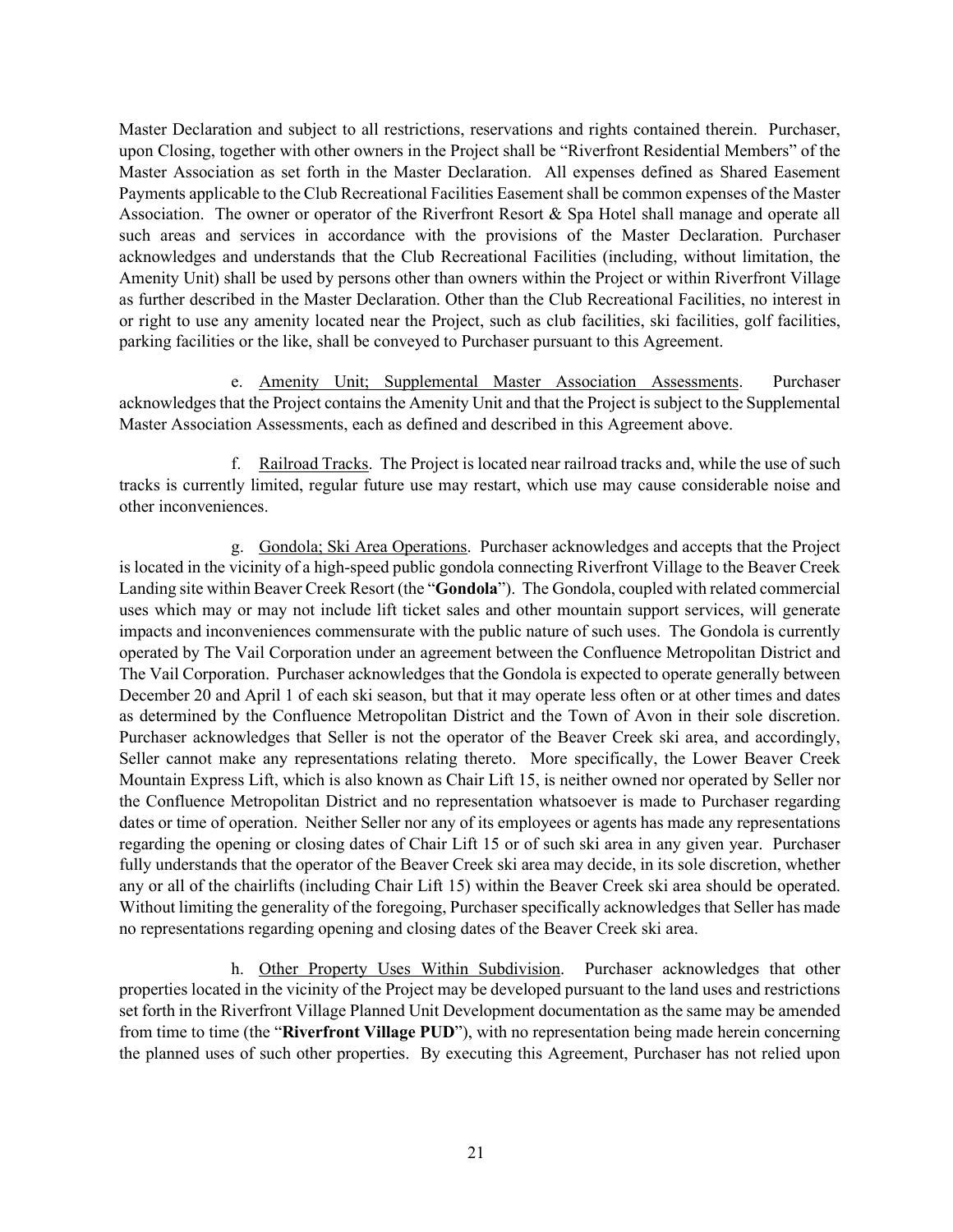Master Declaration and subject to all restrictions, reservations and rights contained therein. Purchaser, upon Closing, together with other owners in the Project shall be "Riverfront Residential Members" of the Master Association as set forth in the Master Declaration. All expenses defined as Shared Easement Payments applicable to the Club Recreational Facilities Easement shall be common expenses of the Master Association. The owner or operator of the Riverfront Resort & Spa Hotel shall manage and operate all such areas and services in accordance with the provisions of the Master Declaration. Purchaser acknowledges and understands that the Club Recreational Facilities (including, without limitation, the Amenity Unit) shall be used by persons other than owners within the Project or within Riverfront Village as further described in the Master Declaration. Other than the Club Recreational Facilities, no interest in or right to use any amenity located near the Project, such as club facilities, ski facilities, golf facilities, parking facilities or the like, shall be conveyed to Purchaser pursuant to this Agreement.

e. Amenity Unit; Supplemental Master Association Assessments. Purchaser acknowledges that the Project contains the Amenity Unit and that the Project is subject to the Supplemental Master Association Assessments, each as defined and described in this Agreement above.

f. Railroad Tracks. The Project is located near railroad tracks and, while the use of such tracks is currently limited, regular future use may restart, which use may cause considerable noise and other inconveniences.

g. Gondola; Ski Area Operations. Purchaser acknowledges and accepts that the Project is located in the vicinity of a high-speed public gondola connecting Riverfront Village to the Beaver Creek Landing site within Beaver Creek Resort (the "**Gondola**"). The Gondola, coupled with related commercial uses which may or may not include lift ticket sales and other mountain support services, will generate impacts and inconveniences commensurate with the public nature of such uses. The Gondola is currently operated by The Vail Corporation under an agreement between the Confluence Metropolitan District and The Vail Corporation. Purchaser acknowledges that the Gondola is expected to operate generally between December 20 and April 1 of each ski season, but that it may operate less often or at other times and dates as determined by the Confluence Metropolitan District and the Town of Avon in their sole discretion. Purchaser acknowledges that Seller is not the operator of the Beaver Creek ski area, and accordingly, Seller cannot make any representations relating thereto. More specifically, the Lower Beaver Creek Mountain Express Lift, which is also known as Chair Lift 15, is neither owned nor operated by Seller nor the Confluence Metropolitan District and no representation whatsoever is made to Purchaser regarding dates or time of operation. Neither Seller nor any of its employees or agents has made any representations regarding the opening or closing dates of Chair Lift 15 or of such ski area in any given year. Purchaser fully understands that the operator of the Beaver Creek ski area may decide, in its sole discretion, whether any or all of the chairlifts (including Chair Lift 15) within the Beaver Creek ski area should be operated. Without limiting the generality of the foregoing, Purchaser specifically acknowledges that Seller has made no representations regarding opening and closing dates of the Beaver Creek ski area.

h. Other Property Uses Within Subdivision. Purchaser acknowledges that other properties located in the vicinity of the Project may be developed pursuant to the land uses and restrictions set forth in the Riverfront Village Planned Unit Development documentation as the same may be amended from time to time (the "**Riverfront Village PUD**"), with no representation being made herein concerning the planned uses of such other properties. By executing this Agreement, Purchaser has not relied upon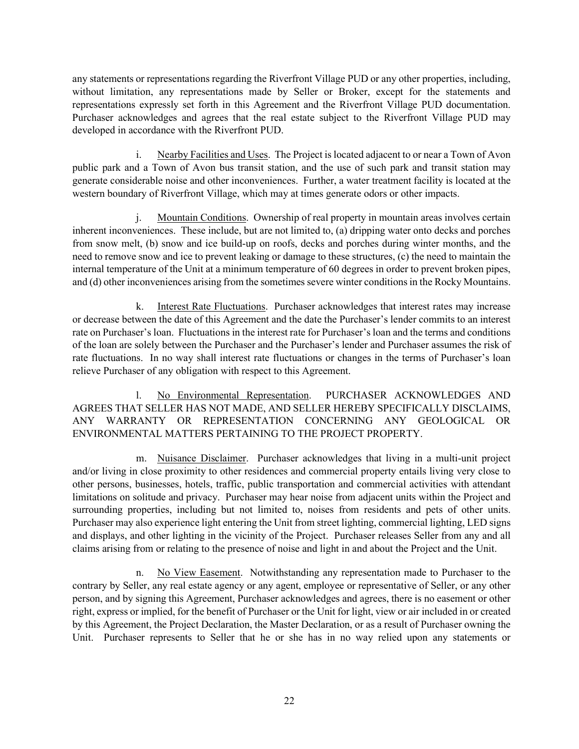any statements or representations regarding the Riverfront Village PUD or any other properties, including, without limitation, any representations made by Seller or Broker, except for the statements and representations expressly set forth in this Agreement and the Riverfront Village PUD documentation. Purchaser acknowledges and agrees that the real estate subject to the Riverfront Village PUD may developed in accordance with the Riverfront PUD.

i. Nearby Facilities and Uses. The Project is located adjacent to or near a Town of Avon public park and a Town of Avon bus transit station, and the use of such park and transit station may generate considerable noise and other inconveniences. Further, a water treatment facility is located at the western boundary of Riverfront Village, which may at times generate odors or other impacts.

j. Mountain Conditions. Ownership of real property in mountain areas involves certain inherent inconveniences. These include, but are not limited to, (a) dripping water onto decks and porches from snow melt, (b) snow and ice build-up on roofs, decks and porches during winter months, and the need to remove snow and ice to prevent leaking or damage to these structures, (c) the need to maintain the internal temperature of the Unit at a minimum temperature of 60 degrees in order to prevent broken pipes, and (d) other inconveniences arising from the sometimes severe winter conditions in the Rocky Mountains.

k. Interest Rate Fluctuations. Purchaser acknowledges that interest rates may increase or decrease between the date of this Agreement and the date the Purchaser's lender commits to an interest rate on Purchaser's loan. Fluctuations in the interest rate for Purchaser's loan and the terms and conditions of the loan are solely between the Purchaser and the Purchaser's lender and Purchaser assumes the risk of rate fluctuations. In no way shall interest rate fluctuations or changes in the terms of Purchaser's loan relieve Purchaser of any obligation with respect to this Agreement.

l. No Environmental Representation. PURCHASER ACKNOWLEDGES AND AGREES THAT SELLER HAS NOT MADE, AND SELLER HEREBY SPECIFICALLY DISCLAIMS, ANY WARRANTY OR REPRESENTATION CONCERNING ANY GEOLOGICAL OR ENVIRONMENTAL MATTERS PERTAINING TO THE PROJECT PROPERTY.

m. Nuisance Disclaimer. Purchaser acknowledges that living in a multi-unit project and/or living in close proximity to other residences and commercial property entails living very close to other persons, businesses, hotels, traffic, public transportation and commercial activities with attendant limitations on solitude and privacy. Purchaser may hear noise from adjacent units within the Project and surrounding properties, including but not limited to, noises from residents and pets of other units. Purchaser may also experience light entering the Unit from street lighting, commercial lighting, LED signs and displays, and other lighting in the vicinity of the Project. Purchaser releases Seller from any and all claims arising from or relating to the presence of noise and light in and about the Project and the Unit.

n. No View Easement. Notwithstanding any representation made to Purchaser to the contrary by Seller, any real estate agency or any agent, employee or representative of Seller, or any other person, and by signing this Agreement, Purchaser acknowledges and agrees, there is no easement or other right, express or implied, for the benefit of Purchaser or the Unit for light, view or air included in or created by this Agreement, the Project Declaration, the Master Declaration, or as a result of Purchaser owning the Unit. Purchaser represents to Seller that he or she has in no way relied upon any statements or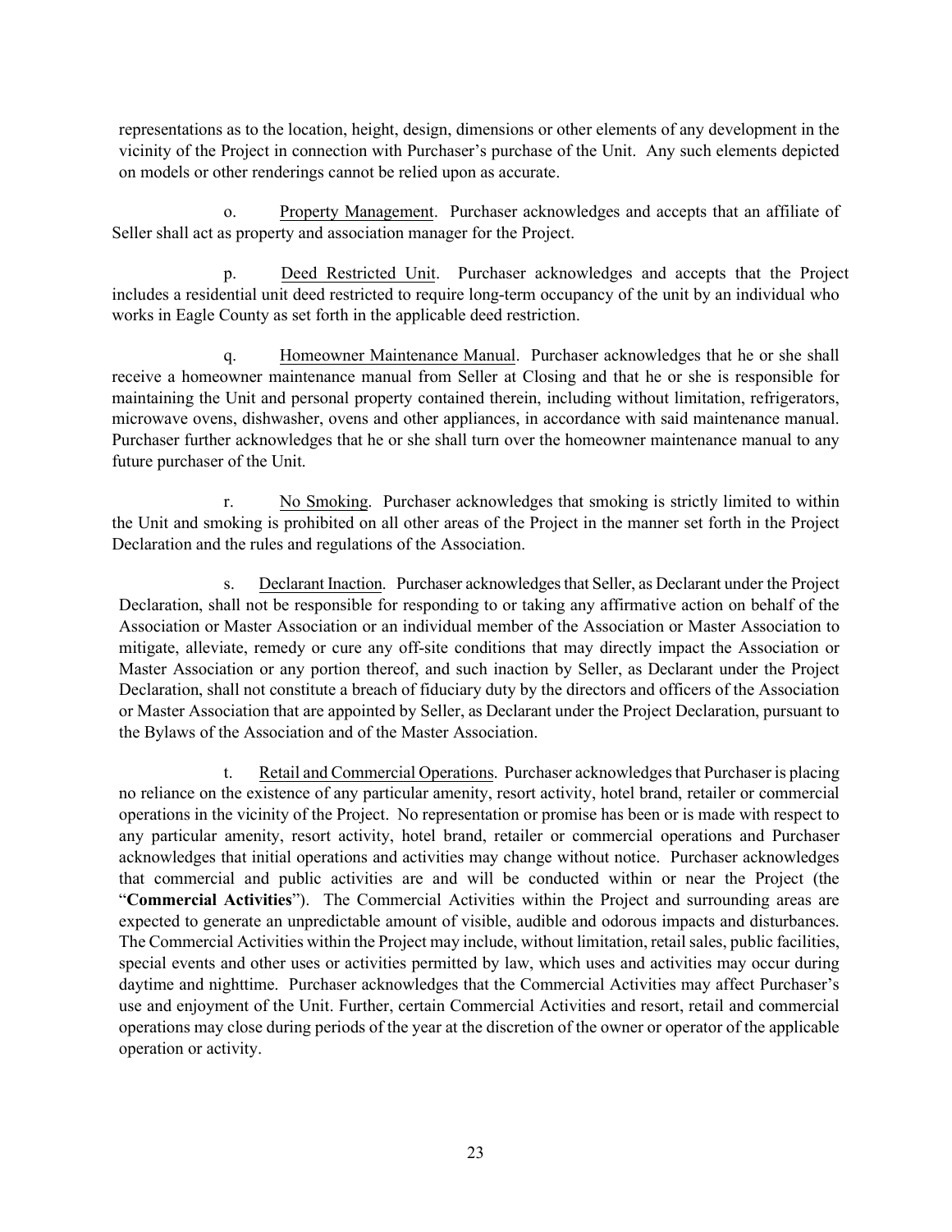representations as to the location, height, design, dimensions or other elements of any development in the vicinity of the Project in connection with Purchaser's purchase of the Unit. Any such elements depicted on models or other renderings cannot be relied upon as accurate.

o. Property Management. Purchaser acknowledges and accepts that an affiliate of Seller shall act as property and association manager for the Project.

p. Deed Restricted Unit. Purchaser acknowledges and accepts that the Project includes a residential unit deed restricted to require long-term occupancy of the unit by an individual who works in Eagle County as set forth in the applicable deed restriction.

q. Homeowner Maintenance Manual. Purchaser acknowledges that he or she shall receive a homeowner maintenance manual from Seller at Closing and that he or she is responsible for maintaining the Unit and personal property contained therein, including without limitation, refrigerators, microwave ovens, dishwasher, ovens and other appliances, in accordance with said maintenance manual. Purchaser further acknowledges that he or she shall turn over the homeowner maintenance manual to any future purchaser of the Unit.

r. No Smoking. Purchaser acknowledges that smoking is strictly limited to within the Unit and smoking is prohibited on all other areas of the Project in the manner set forth in the Project Declaration and the rules and regulations of the Association.

s. Declarant Inaction. Purchaser acknowledges that Seller, as Declarant under the Project Declaration, shall not be responsible for responding to or taking any affirmative action on behalf of the Association or Master Association or an individual member of the Association or Master Association to mitigate, alleviate, remedy or cure any off-site conditions that may directly impact the Association or Master Association or any portion thereof, and such inaction by Seller, as Declarant under the Project Declaration, shall not constitute a breach of fiduciary duty by the directors and officers of the Association or Master Association that are appointed by Seller, as Declarant under the Project Declaration, pursuant to the Bylaws of the Association and of the Master Association.

t. Retail and Commercial Operations. Purchaser acknowledges that Purchaser is placing no reliance on the existence of any particular amenity, resort activity, hotel brand, retailer or commercial operations in the vicinity of the Project. No representation or promise has been or is made with respect to any particular amenity, resort activity, hotel brand, retailer or commercial operations and Purchaser acknowledges that initial operations and activities may change without notice. Purchaser acknowledges that commercial and public activities are and will be conducted within or near the Project (the "**Commercial Activities**"). The Commercial Activities within the Project and surrounding areas are expected to generate an unpredictable amount of visible, audible and odorous impacts and disturbances. The Commercial Activities within the Project may include, without limitation, retail sales, public facilities, special events and other uses or activities permitted by law, which uses and activities may occur during daytime and nighttime. Purchaser acknowledges that the Commercial Activities may affect Purchaser's use and enjoyment of the Unit. Further, certain Commercial Activities and resort, retail and commercial operations may close during periods of the year at the discretion of the owner or operator of the applicable operation or activity.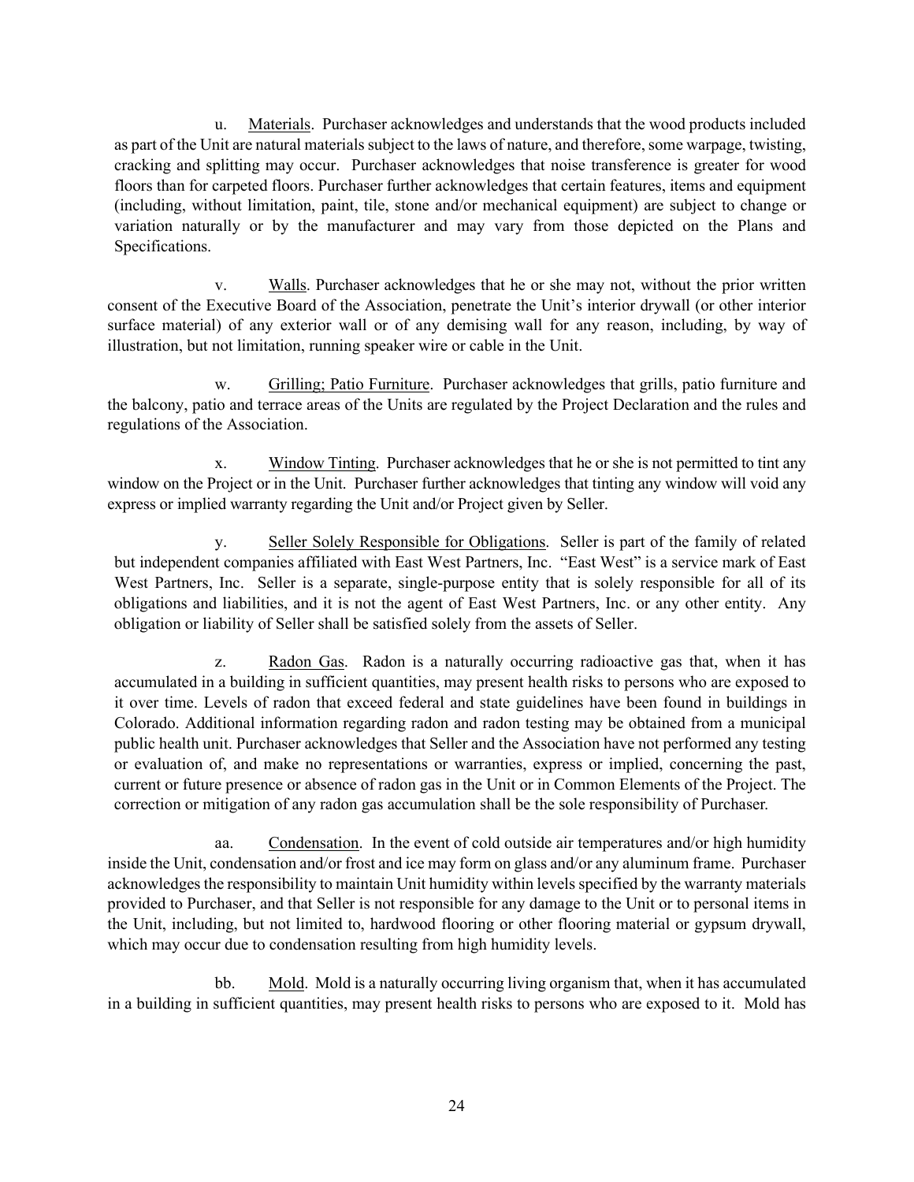u. Materials. Purchaser acknowledges and understands that the wood products included as part of the Unit are natural materials subject to the laws of nature, and therefore, some warpage, twisting, cracking and splitting may occur. Purchaser acknowledges that noise transference is greater for wood floors than for carpeted floors. Purchaser further acknowledges that certain features, items and equipment (including, without limitation, paint, tile, stone and/or mechanical equipment) are subject to change or variation naturally or by the manufacturer and may vary from those depicted on the Plans and Specifications.

v. Walls. Purchaser acknowledges that he or she may not, without the prior written consent of the Executive Board of the Association, penetrate the Unit's interior drywall (or other interior surface material) of any exterior wall or of any demising wall for any reason, including, by way of illustration, but not limitation, running speaker wire or cable in the Unit.

w. Grilling; Patio Furniture. Purchaser acknowledges that grills, patio furniture and the balcony, patio and terrace areas of the Units are regulated by the Project Declaration and the rules and regulations of the Association.

x. Window Tinting. Purchaser acknowledges that he or she is not permitted to tint any window on the Project or in the Unit. Purchaser further acknowledges that tinting any window will void any express or implied warranty regarding the Unit and/or Project given by Seller.

y. Seller Solely Responsible for Obligations. Seller is part of the family of related but independent companies affiliated with East West Partners, Inc. "East West" is a service mark of East West Partners, Inc. Seller is a separate, single-purpose entity that is solely responsible for all of its obligations and liabilities, and it is not the agent of East West Partners, Inc. or any other entity. Any obligation or liability of Seller shall be satisfied solely from the assets of Seller.

z. Radon Gas. Radon is a naturally occurring radioactive gas that, when it has accumulated in a building in sufficient quantities, may present health risks to persons who are exposed to it over time. Levels of radon that exceed federal and state guidelines have been found in buildings in Colorado. Additional information regarding radon and radon testing may be obtained from a municipal public health unit. Purchaser acknowledges that Seller and the Association have not performed any testing or evaluation of, and make no representations or warranties, express or implied, concerning the past, current or future presence or absence of radon gas in the Unit or in Common Elements of the Project. The correction or mitigation of any radon gas accumulation shall be the sole responsibility of Purchaser.

aa. Condensation. In the event of cold outside air temperatures and/or high humidity inside the Unit, condensation and/or frost and ice may form on glass and/or any aluminum frame. Purchaser acknowledges the responsibility to maintain Unit humidity within levels specified by the warranty materials provided to Purchaser, and that Seller is not responsible for any damage to the Unit or to personal items in the Unit, including, but not limited to, hardwood flooring or other flooring material or gypsum drywall, which may occur due to condensation resulting from high humidity levels.

bb. Mold. Mold is a naturally occurring living organism that, when it has accumulated in a building in sufficient quantities, may present health risks to persons who are exposed to it. Mold has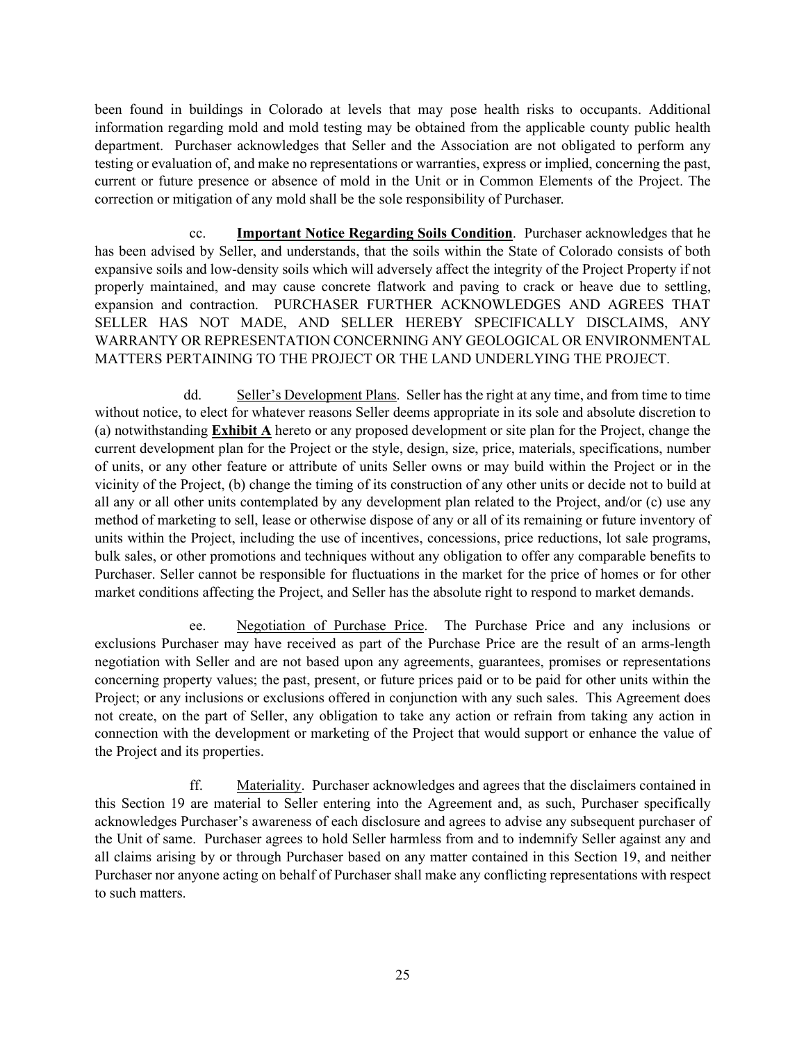been found in buildings in Colorado at levels that may pose health risks to occupants. Additional information regarding mold and mold testing may be obtained from the applicable county public health department. Purchaser acknowledges that Seller and the Association are not obligated to perform any testing or evaluation of, and make no representations or warranties, express or implied, concerning the past, current or future presence or absence of mold in the Unit or in Common Elements of the Project. The correction or mitigation of any mold shall be the sole responsibility of Purchaser.

cc. **Important Notice Regarding Soils Condition**. Purchaser acknowledges that he has been advised by Seller, and understands, that the soils within the State of Colorado consists of both expansive soils and low-density soils which will adversely affect the integrity of the Project Property if not properly maintained, and may cause concrete flatwork and paving to crack or heave due to settling, expansion and contraction. PURCHASER FURTHER ACKNOWLEDGES AND AGREES THAT SELLER HAS NOT MADE, AND SELLER HEREBY SPECIFICALLY DISCLAIMS, ANY WARRANTY OR REPRESENTATION CONCERNING ANY GEOLOGICAL OR ENVIRONMENTAL MATTERS PERTAINING TO THE PROJECT OR THE LAND UNDERLYING THE PROJECT.

dd. Seller's Development Plans. Seller has the right at any time, and from time to time without notice, to elect for whatever reasons Seller deems appropriate in its sole and absolute discretion to (a) notwithstanding **Exhibit A** hereto or any proposed development or site plan for the Project, change the current development plan for the Project or the style, design, size, price, materials, specifications, number of units, or any other feature or attribute of units Seller owns or may build within the Project or in the vicinity of the Project, (b) change the timing of its construction of any other units or decide not to build at all any or all other units contemplated by any development plan related to the Project, and/or (c) use any method of marketing to sell, lease or otherwise dispose of any or all of its remaining or future inventory of units within the Project, including the use of incentives, concessions, price reductions, lot sale programs, bulk sales, or other promotions and techniques without any obligation to offer any comparable benefits to Purchaser. Seller cannot be responsible for fluctuations in the market for the price of homes or for other market conditions affecting the Project, and Seller has the absolute right to respond to market demands.

ee. Negotiation of Purchase Price. The Purchase Price and any inclusions or exclusions Purchaser may have received as part of the Purchase Price are the result of an arms-length negotiation with Seller and are not based upon any agreements, guarantees, promises or representations concerning property values; the past, present, or future prices paid or to be paid for other units within the Project; or any inclusions or exclusions offered in conjunction with any such sales. This Agreement does not create, on the part of Seller, any obligation to take any action or refrain from taking any action in connection with the development or marketing of the Project that would support or enhance the value of the Project and its properties.

ff. Materiality. Purchaser acknowledges and agrees that the disclaimers contained in this Section 19 are material to Seller entering into the Agreement and, as such, Purchaser specifically acknowledges Purchaser's awareness of each disclosure and agrees to advise any subsequent purchaser of the Unit of same. Purchaser agrees to hold Seller harmless from and to indemnify Seller against any and all claims arising by or through Purchaser based on any matter contained in this Section 19, and neither Purchaser nor anyone acting on behalf of Purchaser shall make any conflicting representations with respect to such matters.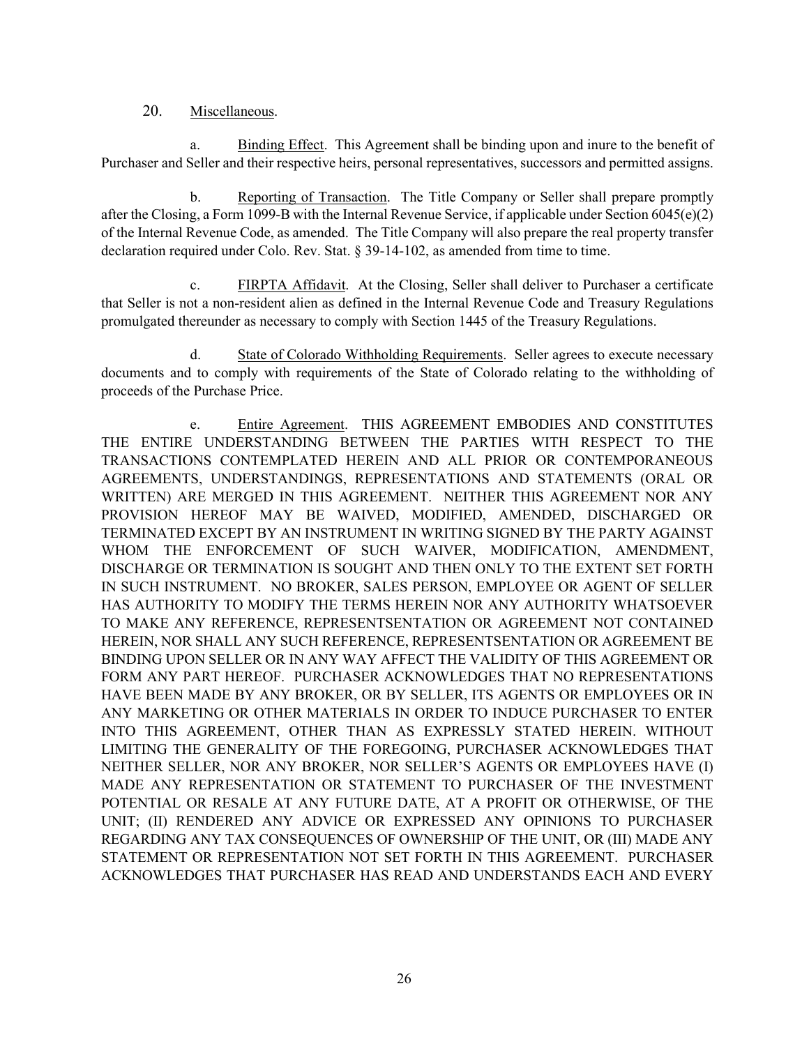20. Miscellaneous.

a. Binding Effect. This Agreement shall be binding upon and inure to the benefit of Purchaser and Seller and their respective heirs, personal representatives, successors and permitted assigns.

b. Reporting of Transaction. The Title Company or Seller shall prepare promptly after the Closing, a Form 1099-B with the Internal Revenue Service, if applicable under Section 6045(e)(2) of the Internal Revenue Code, as amended. The Title Company will also prepare the real property transfer declaration required under Colo. Rev. Stat. § 39-14-102, as amended from time to time.

c. FIRPTA Affidavit. At the Closing, Seller shall deliver to Purchaser a certificate that Seller is not a non-resident alien as defined in the Internal Revenue Code and Treasury Regulations promulgated thereunder as necessary to comply with Section 1445 of the Treasury Regulations.

d. State of Colorado Withholding Requirements. Seller agrees to execute necessary documents and to comply with requirements of the State of Colorado relating to the withholding of proceeds of the Purchase Price.

e. Entire Agreement. THIS AGREEMENT EMBODIES AND CONSTITUTES THE ENTIRE UNDERSTANDING BETWEEN THE PARTIES WITH RESPECT TO THE TRANSACTIONS CONTEMPLATED HEREIN AND ALL PRIOR OR CONTEMPORANEOUS AGREEMENTS, UNDERSTANDINGS, REPRESENTATIONS AND STATEMENTS (ORAL OR WRITTEN) ARE MERGED IN THIS AGREEMENT. NEITHER THIS AGREEMENT NOR ANY PROVISION HEREOF MAY BE WAIVED, MODIFIED, AMENDED, DISCHARGED OR TERMINATED EXCEPT BY AN INSTRUMENT IN WRITING SIGNED BY THE PARTY AGAINST WHOM THE ENFORCEMENT OF SUCH WAIVER, MODIFICATION, AMENDMENT, DISCHARGE OR TERMINATION IS SOUGHT AND THEN ONLY TO THE EXTENT SET FORTH IN SUCH INSTRUMENT. NO BROKER, SALES PERSON, EMPLOYEE OR AGENT OF SELLER HAS AUTHORITY TO MODIFY THE TERMS HEREIN NOR ANY AUTHORITY WHATSOEVER TO MAKE ANY REFERENCE, REPRESENTSENTATION OR AGREEMENT NOT CONTAINED HEREIN, NOR SHALL ANY SUCH REFERENCE, REPRESENTSENTATION OR AGREEMENT BE BINDING UPON SELLER OR IN ANY WAY AFFECT THE VALIDITY OF THIS AGREEMENT OR FORM ANY PART HEREOF. PURCHASER ACKNOWLEDGES THAT NO REPRESENTATIONS HAVE BEEN MADE BY ANY BROKER, OR BY SELLER, ITS AGENTS OR EMPLOYEES OR IN ANY MARKETING OR OTHER MATERIALS IN ORDER TO INDUCE PURCHASER TO ENTER INTO THIS AGREEMENT, OTHER THAN AS EXPRESSLY STATED HEREIN. WITHOUT LIMITING THE GENERALITY OF THE FOREGOING, PURCHASER ACKNOWLEDGES THAT NEITHER SELLER, NOR ANY BROKER, NOR SELLER'S AGENTS OR EMPLOYEES HAVE (I) MADE ANY REPRESENTATION OR STATEMENT TO PURCHASER OF THE INVESTMENT POTENTIAL OR RESALE AT ANY FUTURE DATE, AT A PROFIT OR OTHERWISE, OF THE UNIT; (II) RENDERED ANY ADVICE OR EXPRESSED ANY OPINIONS TO PURCHASER REGARDING ANY TAX CONSEQUENCES OF OWNERSHIP OF THE UNIT, OR (III) MADE ANY STATEMENT OR REPRESENTATION NOT SET FORTH IN THIS AGREEMENT. PURCHASER ACKNOWLEDGES THAT PURCHASER HAS READ AND UNDERSTANDS EACH AND EVERY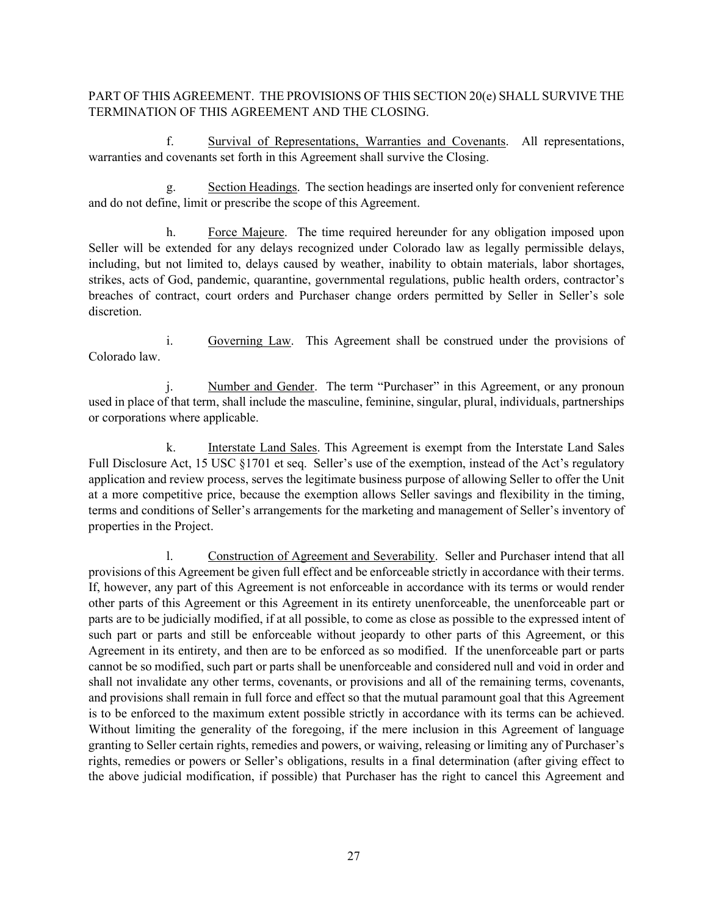PART OF THIS AGREEMENT. THE PROVISIONS OF THIS SECTION 20(e) SHALL SURVIVE THE TERMINATION OF THIS AGREEMENT AND THE CLOSING.

f. Survival of Representations, Warranties and Covenants. All representations, warranties and covenants set forth in this Agreement shall survive the Closing.

g. Section Headings. The section headings are inserted only for convenient reference and do not define, limit or prescribe the scope of this Agreement.

h. Force Majeure. The time required hereunder for any obligation imposed upon Seller will be extended for any delays recognized under Colorado law as legally permissible delays, including, but not limited to, delays caused by weather, inability to obtain materials, labor shortages, strikes, acts of God, pandemic, quarantine, governmental regulations, public health orders, contractor's breaches of contract, court orders and Purchaser change orders permitted by Seller in Seller's sole discretion.

i. Governing Law. This Agreement shall be construed under the provisions of Colorado law.

j. Number and Gender. The term "Purchaser" in this Agreement, or any pronoun used in place of that term, shall include the masculine, feminine, singular, plural, individuals, partnerships or corporations where applicable.

k. Interstate Land Sales. This Agreement is exempt from the Interstate Land Sales Full Disclosure Act, 15 USC §1701 et seq. Seller's use of the exemption, instead of the Act's regulatory application and review process, serves the legitimate business purpose of allowing Seller to offer the Unit at a more competitive price, because the exemption allows Seller savings and flexibility in the timing, terms and conditions of Seller's arrangements for the marketing and management of Seller's inventory of properties in the Project.

l. Construction of Agreement and Severability. Seller and Purchaser intend that all provisions of this Agreement be given full effect and be enforceable strictly in accordance with their terms. If, however, any part of this Agreement is not enforceable in accordance with its terms or would render other parts of this Agreement or this Agreement in its entirety unenforceable, the unenforceable part or parts are to be judicially modified, if at all possible, to come as close as possible to the expressed intent of such part or parts and still be enforceable without jeopardy to other parts of this Agreement, or this Agreement in its entirety, and then are to be enforced as so modified. If the unenforceable part or parts cannot be so modified, such part or parts shall be unenforceable and considered null and void in order and shall not invalidate any other terms, covenants, or provisions and all of the remaining terms, covenants, and provisions shall remain in full force and effect so that the mutual paramount goal that this Agreement is to be enforced to the maximum extent possible strictly in accordance with its terms can be achieved. Without limiting the generality of the foregoing, if the mere inclusion in this Agreement of language granting to Seller certain rights, remedies and powers, or waiving, releasing or limiting any of Purchaser's rights, remedies or powers or Seller's obligations, results in a final determination (after giving effect to the above judicial modification, if possible) that Purchaser has the right to cancel this Agreement and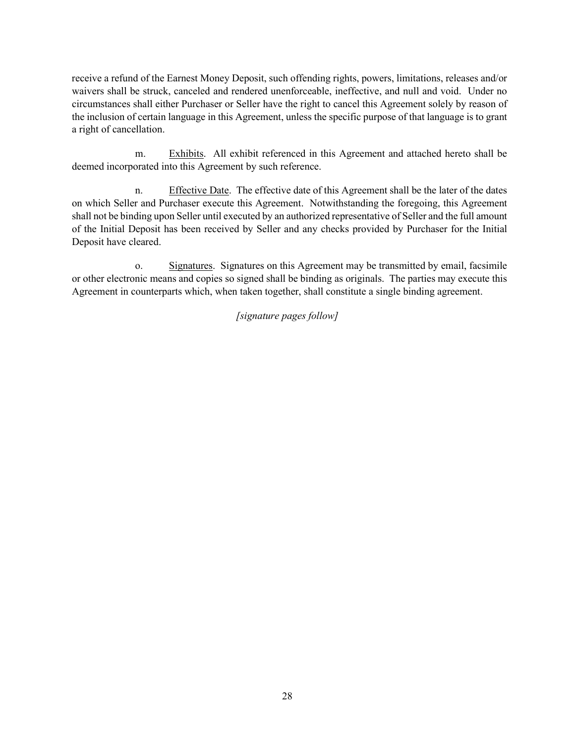receive a refund of the Earnest Money Deposit, such offending rights, powers, limitations, releases and/or waivers shall be struck, canceled and rendered unenforceable, ineffective, and null and void. Under no circumstances shall either Purchaser or Seller have the right to cancel this Agreement solely by reason of the inclusion of certain language in this Agreement, unless the specific purpose of that language is to grant a right of cancellation.

m. Exhibits. All exhibit referenced in this Agreement and attached hereto shall be deemed incorporated into this Agreement by such reference.

n. Effective Date. The effective date of this Agreement shall be the later of the dates on which Seller and Purchaser execute this Agreement. Notwithstanding the foregoing, this Agreement shall not be binding upon Seller until executed by an authorized representative of Seller and the full amount of the Initial Deposit has been received by Seller and any checks provided by Purchaser for the Initial Deposit have cleared.

o. Signatures. Signatures on this Agreement may be transmitted by email, facsimile or other electronic means and copies so signed shall be binding as originals. The parties may execute this Agreement in counterparts which, when taken together, shall constitute a single binding agreement.

*[signature pages follow]*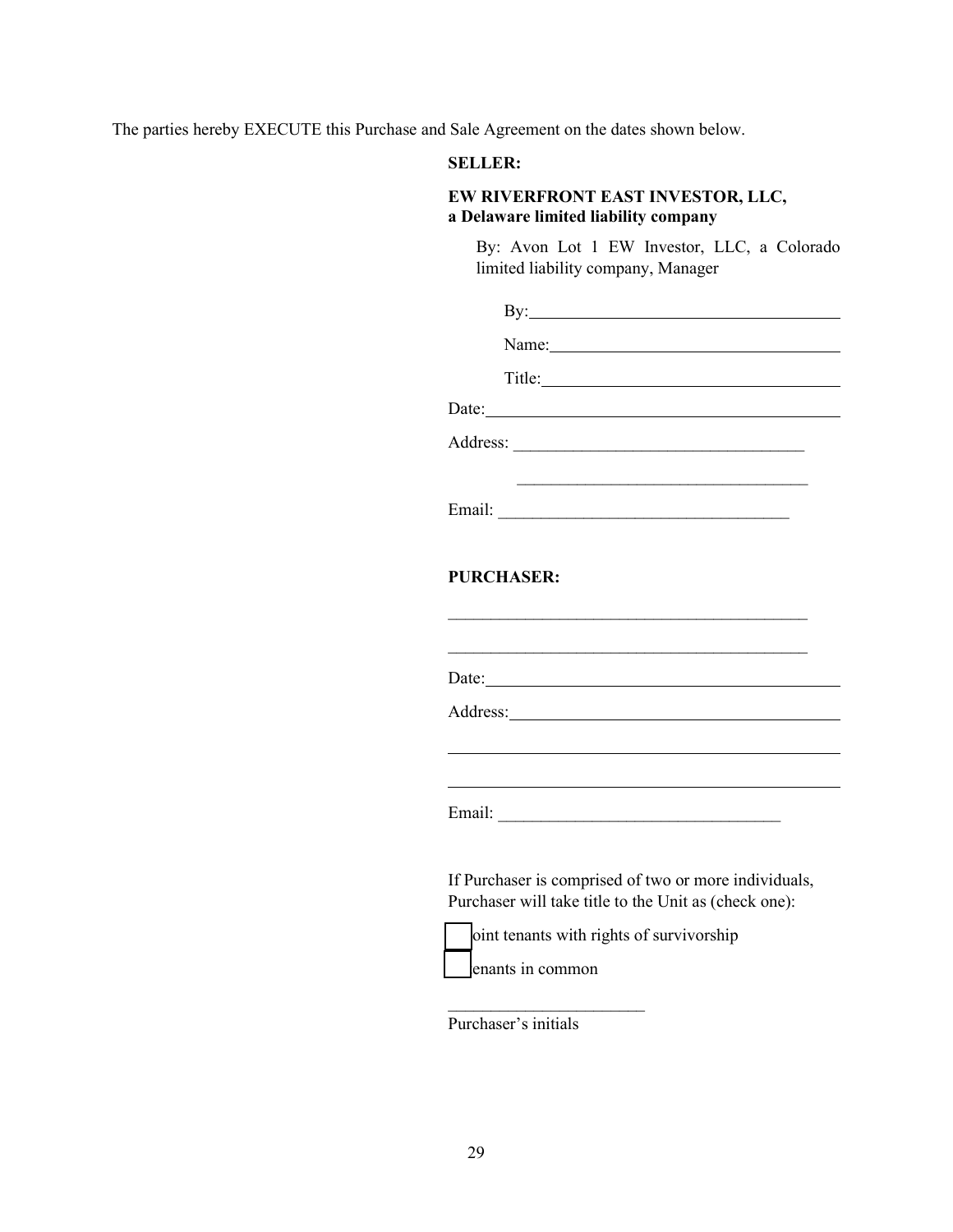The parties hereby EXECUTE this Purchase and Sale Agreement on the dates shown below.

**SELLER:**

**EW RIVERFRONT EAST INVESTOR, LLC,**
**a Delaware limited liability company**

By: Avon Lot 1 EW Investor, LLC, a Colorado limited liability company, Manager

By:\_\_\_\_\_\_\_\_\_\_\_\_\_\_\_\_\_\_\_\_\_\_\_\_\_\_\_\_\_\_\_\_\_\_\_\_

Name:\_\_\_\_\_\_\_\_\_\_\_\_\_\_\_\_\_\_\_\_\_\_\_\_\_\_\_\_\_\_\_\_\_

Title:\_\_\_\_\_\_\_\_\_\_\_\_\_\_\_\_\_\_\_\_\_\_\_\_\_\_\_\_\_\_\_\_\_\_

Date:\_\_\_\_\_\_\_\_\_\_\_\_\_\_\_\_\_\_\_\_\_\_\_\_\_\_\_\_\_\_\_\_\_\_\_\_\_\_\_\_

Address: \_\_\_\_\_\_\_\_\_\_\_\_\_\_\_\_\_\_\_\_\_\_\_\_\_\_\_\_\_\_\_\_\_\_\_

\_\_\_\_\_\_\_\_\_\_\_\_\_\_\_\_\_\_\_\_\_\_\_\_\_\_\_\_\_\_\_\_\_\_\_

Email: \_\_\_\_\_\_\_\_\_\_\_\_\_\_\_\_\_\_\_\_\_\_\_\_\_\_\_\_\_\_\_\_\_\_\_

**PURCHASER:**

\_\_\_\_\_\_\_\_\_\_\_\_\_\_\_\_\_\_\_\_\_\_\_\_\_\_\_\_\_\_\_\_\_\_\_\_\_\_\_\_\_\_\_

\_\_\_\_\_\_\_\_\_\_\_\_\_\_\_\_\_\_\_\_\_\_\_\_\_\_\_\_\_\_\_\_\_\_\_\_\_\_\_\_\_\_\_

Date:\_\_\_\_\_\_\_\_\_\_\_\_\_\_\_\_\_\_\_\_\_\_\_\_\_\_\_\_\_\_\_\_\_\_\_\_\_\_\_\_

Address:\_\_\_\_\_\_\_\_\_\_\_\_\_\_\_\_\_\_\_\_\_\_\_\_\_\_\_\_\_\_\_\_\_\_\_\_\_

\_\_\_\_\_\_\_\_\_\_\_\_\_\_\_\_\_\_\_\_\_\_\_\_\_\_\_\_\_\_\_\_\_\_\_\_\_\_\_\_\_\_\_

\_\_\_\_\_\_\_\_\_\_\_\_\_\_\_\_\_\_\_\_\_\_\_\_\_\_\_\_\_\_\_\_\_\_\_\_\_\_\_\_\_\_\_

Email: \_\_\_\_\_\_\_\_\_\_\_\_\_\_\_\_\_\_\_\_\_\_\_\_\_\_\_\_\_\_\_\_\_\_

If Purchaser is comprised of two or more individuals, Purchaser will take title to the Unit as (check one):

☐ joint tenants with rights of survivorship

☐ tenants in common

\_\_\_\_\_\_\_\_\_\_\_\_\_\_\_\_\_\_\_\_\_\_\_\_

Purchaser's initials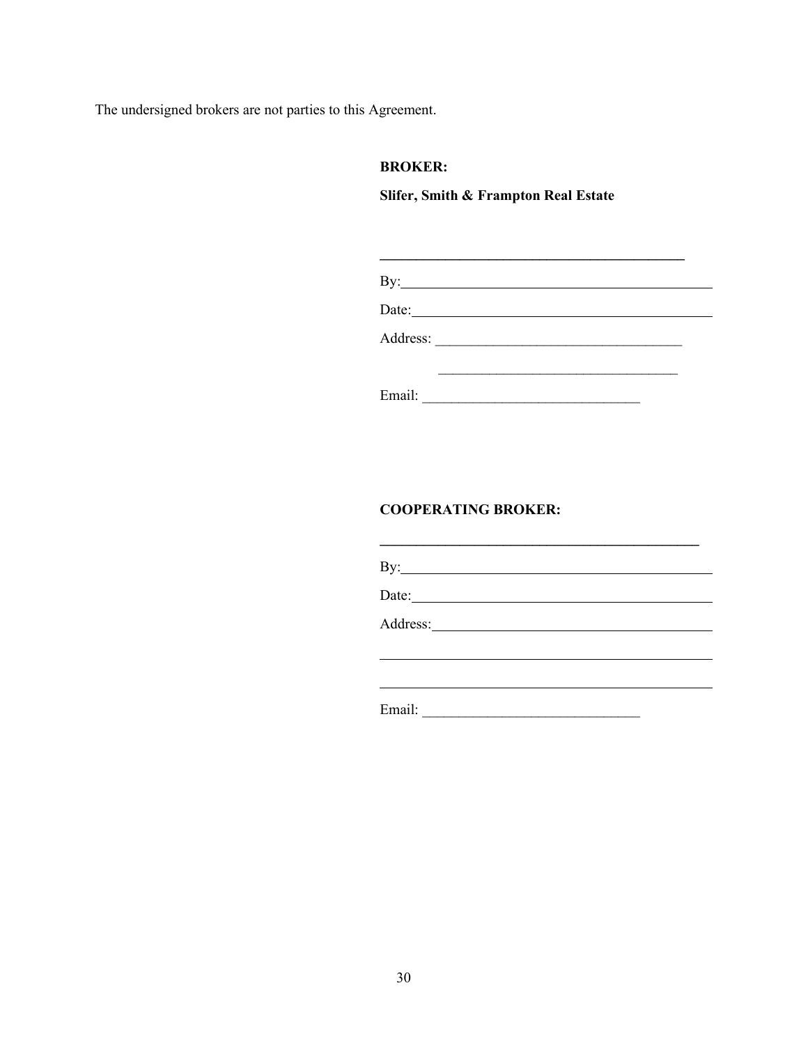The undersigned brokers are not parties to this Agreement.

**BROKER:**

**Slifer, Smith & Frampton Real Estate**

______________________________________________

By:______________________________________________

Date:____________________________________________

Address: __________________________________

__________________________________

Email: ______________________________

**COOPERATING BROKER:**

______________________________________________

By:______________________________________________

Date:____________________________________________

Address:_________________________________________

______________________________________________

______________________________________________

Email: ______________________________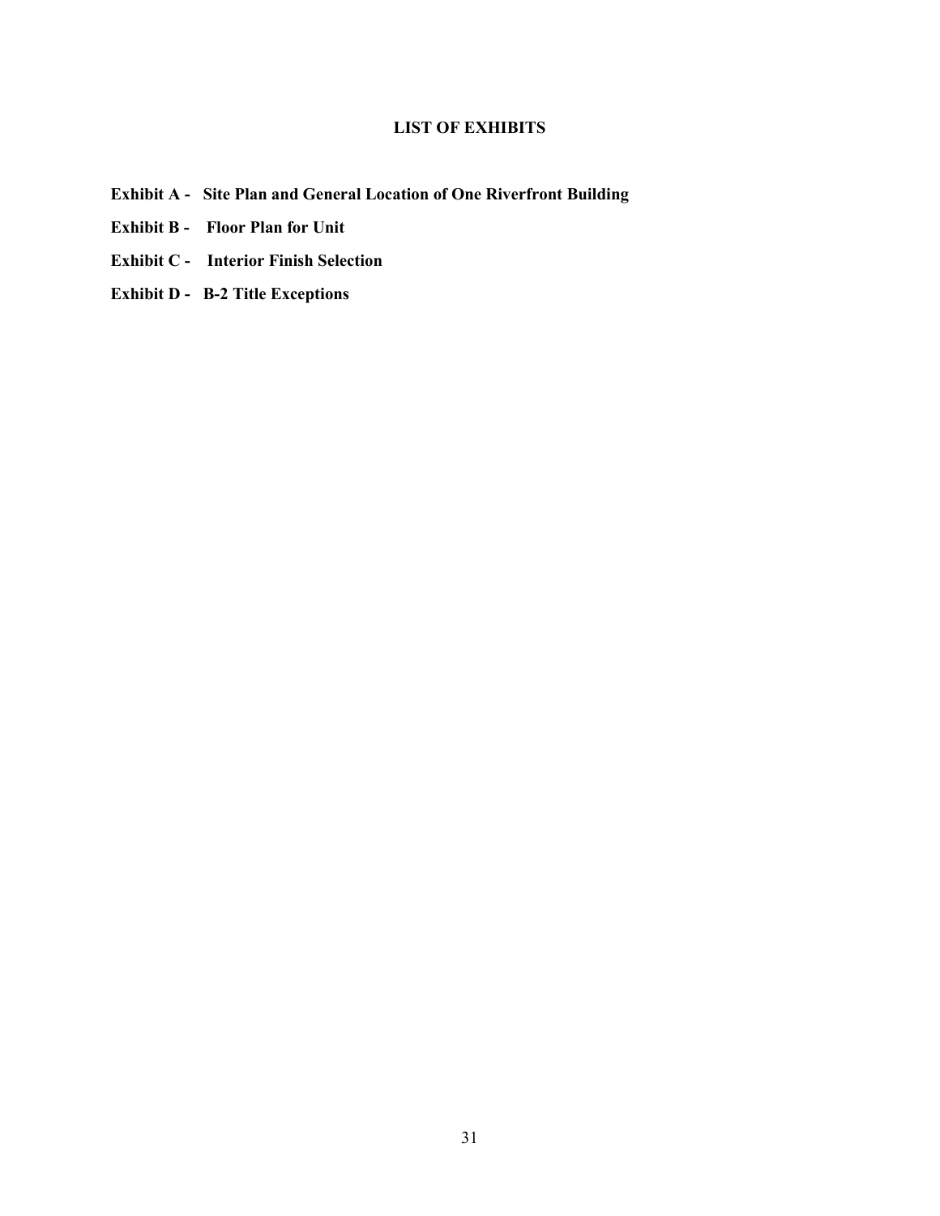## LIST OF EXHIBITS

**Exhibit A - Site Plan and General Location of One Riverfront Building**

**Exhibit B - Floor Plan for Unit**

**Exhibit C - Interior Finish Selection**

**Exhibit D - B-2 Title Exceptions**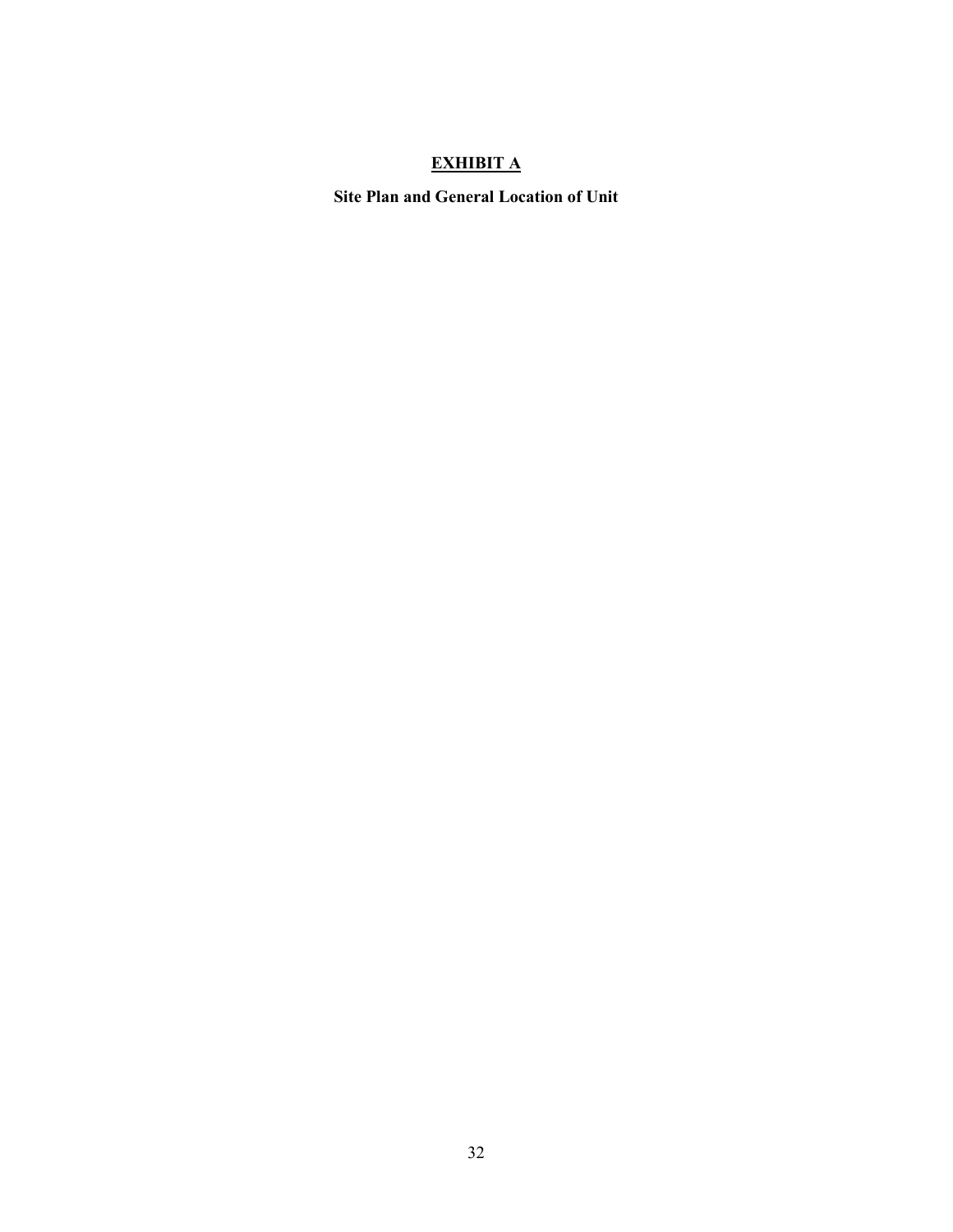# EXHIBIT A

**Site Plan and General Location of Unit**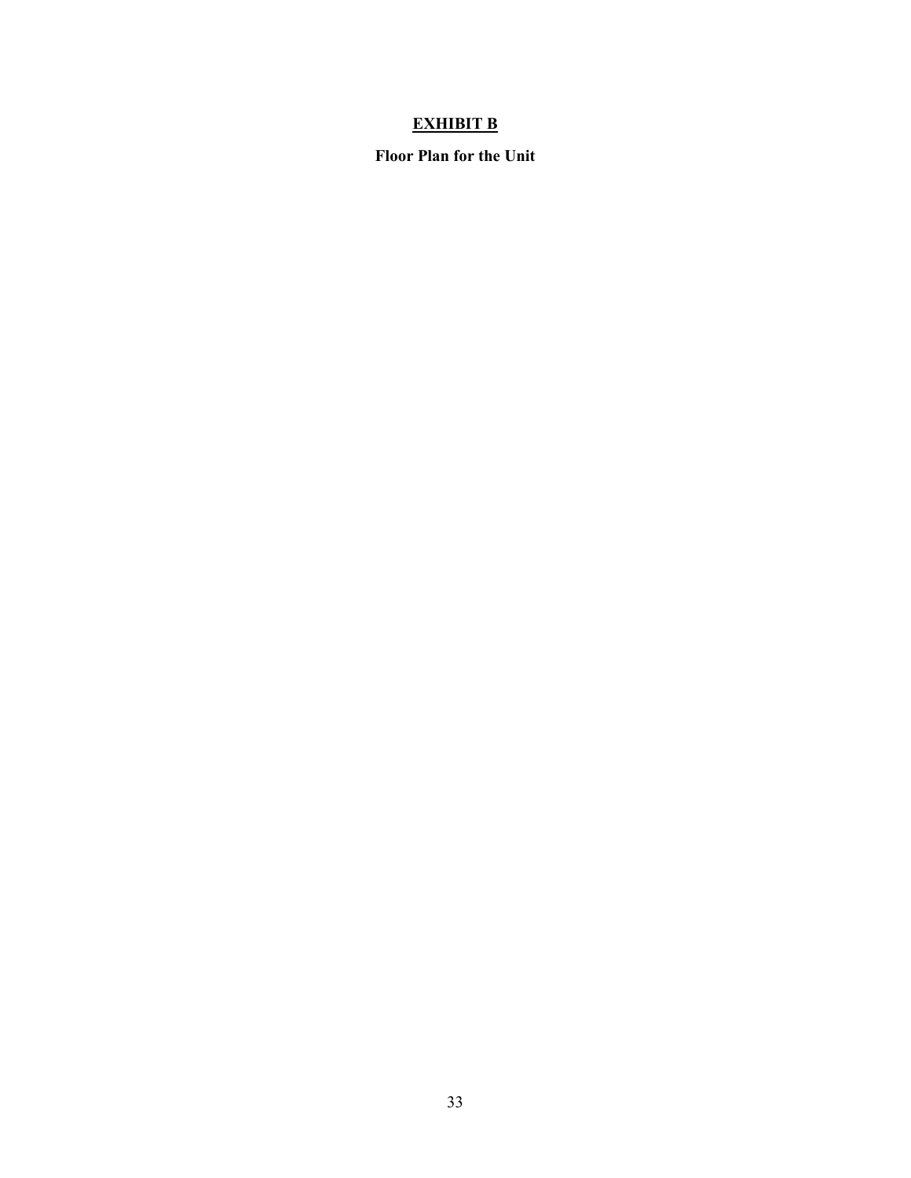# EXHIBIT B

**Floor Plan for the Unit**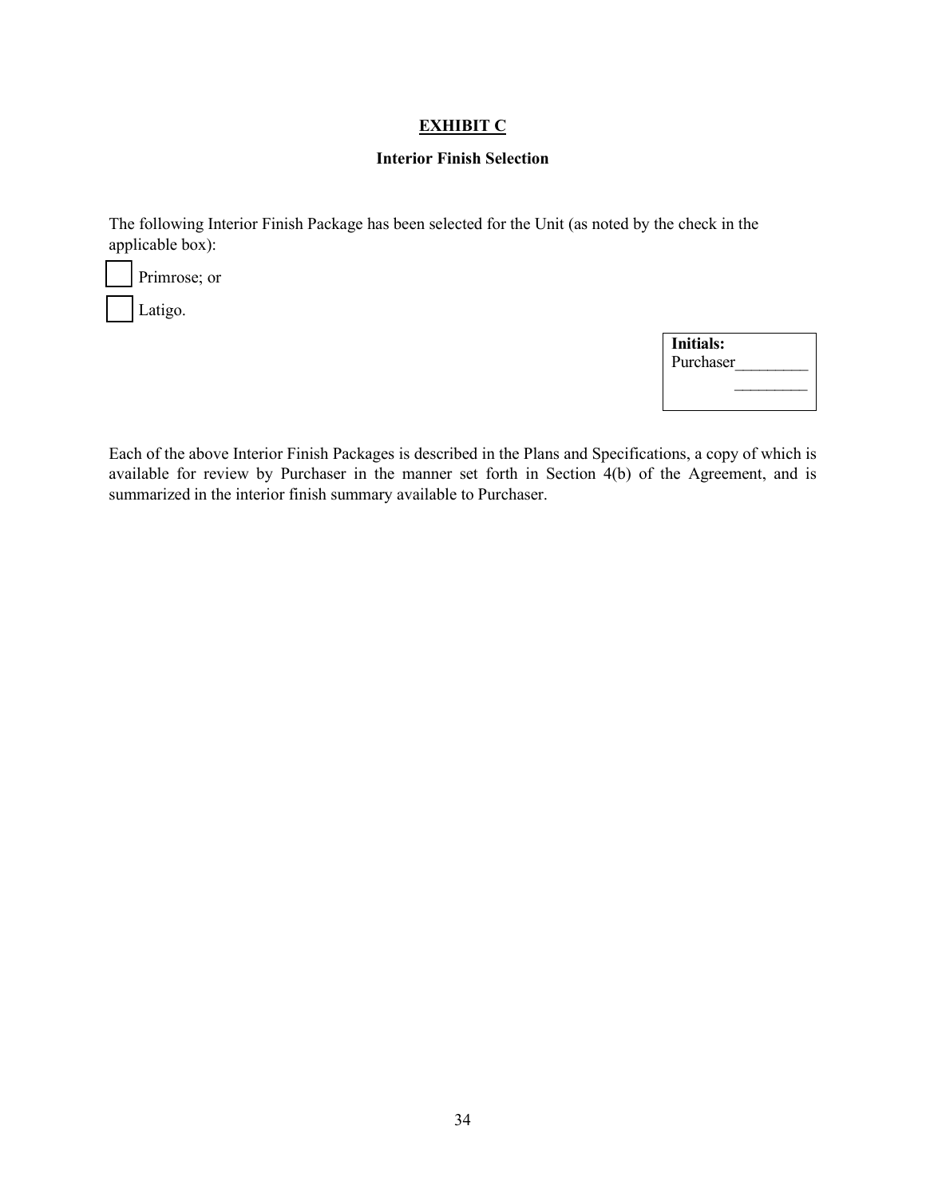**EXHIBIT C**

**Interior Finish Selection**

The following Interior Finish Package has been selected for the Unit (as noted by the check in the applicable box):

☐ Primrose; or

☐ Latigo.

| **Initials:** |
|---|
| Purchaser_________ |
| _________ |

Each of the above Interior Finish Packages is described in the Plans and Specifications, a copy of which is available for review by Purchaser in the manner set forth in Section 4(b) of the Agreement, and is summarized in the interior finish summary available to Purchaser.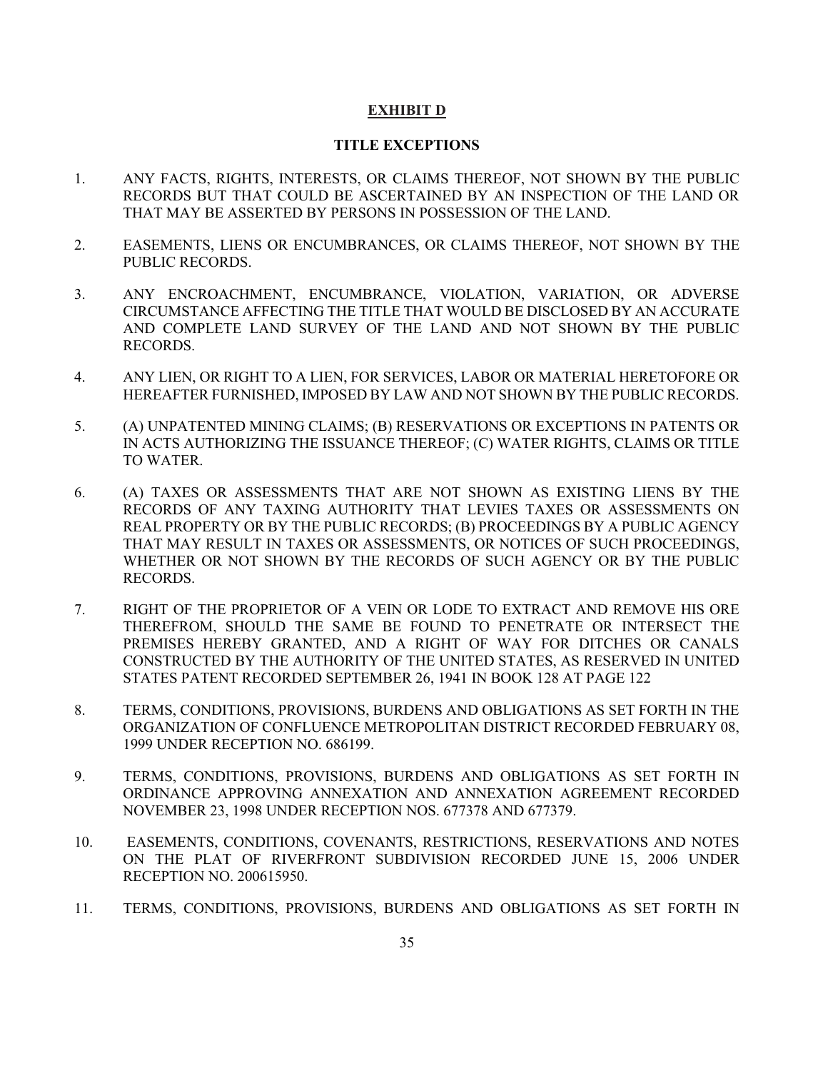**EXHIBIT D**

**TITLE EXCEPTIONS**

1. ANY FACTS, RIGHTS, INTERESTS, OR CLAIMS THEREOF, NOT SHOWN BY THE PUBLIC RECORDS BUT THAT COULD BE ASCERTAINED BY AN INSPECTION OF THE LAND OR THAT MAY BE ASSERTED BY PERSONS IN POSSESSION OF THE LAND.

2. EASEMENTS, LIENS OR ENCUMBRANCES, OR CLAIMS THEREOF, NOT SHOWN BY THE PUBLIC RECORDS.

3. ANY ENCROACHMENT, ENCUMBRANCE, VIOLATION, VARIATION, OR ADVERSE CIRCUMSTANCE AFFECTING THE TITLE THAT WOULD BE DISCLOSED BY AN ACCURATE AND COMPLETE LAND SURVEY OF THE LAND AND NOT SHOWN BY THE PUBLIC RECORDS.

4. ANY LIEN, OR RIGHT TO A LIEN, FOR SERVICES, LABOR OR MATERIAL HERETOFORE OR HEREAFTER FURNISHED, IMPOSED BY LAW AND NOT SHOWN BY THE PUBLIC RECORDS.

5. (A) UNPATENTED MINING CLAIMS; (B) RESERVATIONS OR EXCEPTIONS IN PATENTS OR IN ACTS AUTHORIZING THE ISSUANCE THEREOF; (C) WATER RIGHTS, CLAIMS OR TITLE TO WATER.

6. (A) TAXES OR ASSESSMENTS THAT ARE NOT SHOWN AS EXISTING LIENS BY THE RECORDS OF ANY TAXING AUTHORITY THAT LEVIES TAXES OR ASSESSMENTS ON REAL PROPERTY OR BY THE PUBLIC RECORDS; (B) PROCEEDINGS BY A PUBLIC AGENCY THAT MAY RESULT IN TAXES OR ASSESSMENTS, OR NOTICES OF SUCH PROCEEDINGS, WHETHER OR NOT SHOWN BY THE RECORDS OF SUCH AGENCY OR BY THE PUBLIC RECORDS.

7. RIGHT OF THE PROPRIETOR OF A VEIN OR LODE TO EXTRACT AND REMOVE HIS ORE THEREFROM, SHOULD THE SAME BE FOUND TO PENETRATE OR INTERSECT THE PREMISES HEREBY GRANTED, AND A RIGHT OF WAY FOR DITCHES OR CANALS CONSTRUCTED BY THE AUTHORITY OF THE UNITED STATES, AS RESERVED IN UNITED STATES PATENT RECORDED SEPTEMBER 26, 1941 IN BOOK 128 AT PAGE 122

8. TERMS, CONDITIONS, PROVISIONS, BURDENS AND OBLIGATIONS AS SET FORTH IN THE ORGANIZATION OF CONFLUENCE METROPOLITAN DISTRICT RECORDED FEBRUARY 08, 1999 UNDER RECEPTION NO. 686199.

9. TERMS, CONDITIONS, PROVISIONS, BURDENS AND OBLIGATIONS AS SET FORTH IN ORDINANCE APPROVING ANNEXATION AND ANNEXATION AGREEMENT RECORDED NOVEMBER 23, 1998 UNDER RECEPTION NOS. 677378 AND 677379.

10. EASEMENTS, CONDITIONS, COVENANTS, RESTRICTIONS, RESERVATIONS AND NOTES ON THE PLAT OF RIVERFRONT SUBDIVISION RECORDED JUNE 15, 2006 UNDER RECEPTION NO. 200615950.

11. TERMS, CONDITIONS, PROVISIONS, BURDENS AND OBLIGATIONS AS SET FORTH IN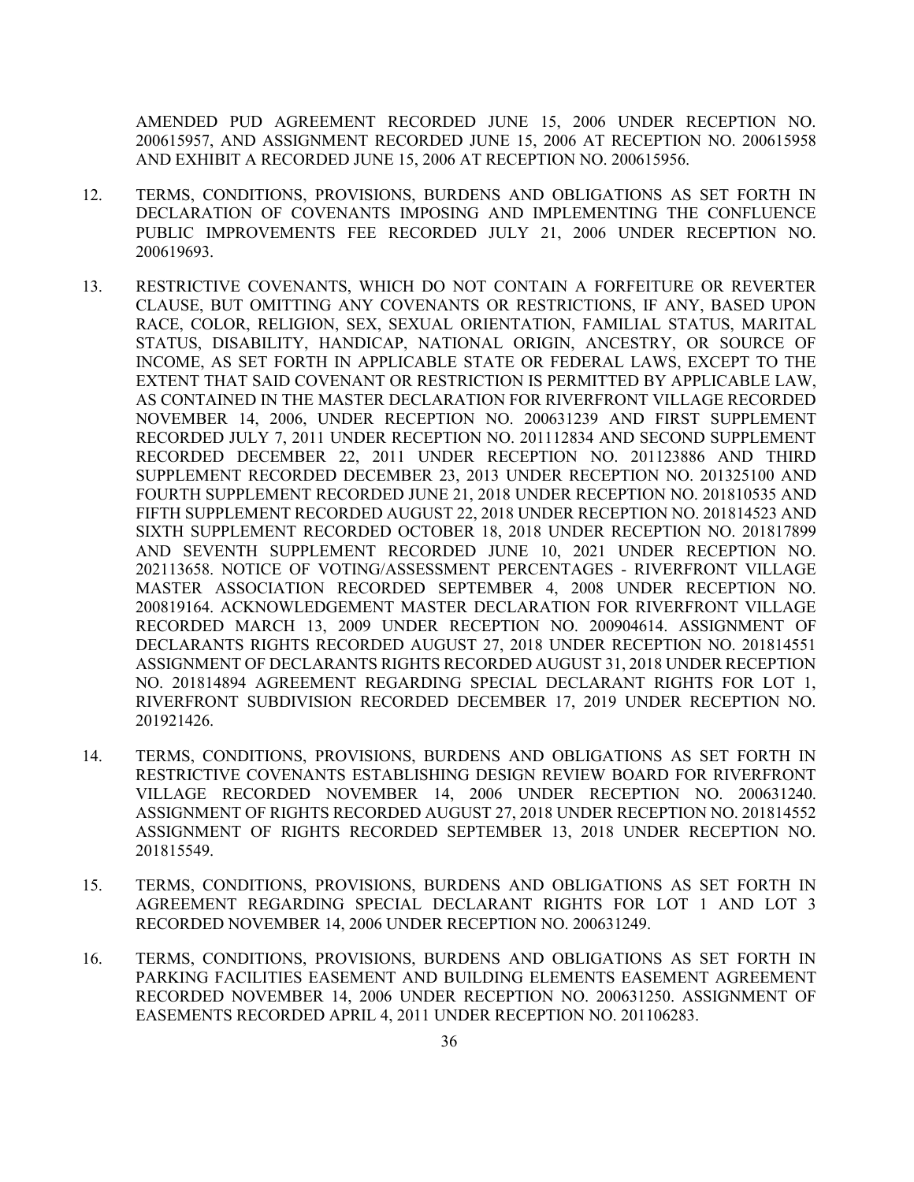AMENDED PUD AGREEMENT RECORDED JUNE 15, 2006 UNDER RECEPTION NO. 200615957, AND ASSIGNMENT RECORDED JUNE 15, 2006 AT RECEPTION NO. 200615958 AND EXHIBIT A RECORDED JUNE 15, 2006 AT RECEPTION NO. 200615956.

12. TERMS, CONDITIONS, PROVISIONS, BURDENS AND OBLIGATIONS AS SET FORTH IN DECLARATION OF COVENANTS IMPOSING AND IMPLEMENTING THE CONFLUENCE PUBLIC IMPROVEMENTS FEE RECORDED JULY 21, 2006 UNDER RECEPTION NO. 200619693.

13. RESTRICTIVE COVENANTS, WHICH DO NOT CONTAIN A FORFEITURE OR REVERTER CLAUSE, BUT OMITTING ANY COVENANTS OR RESTRICTIONS, IF ANY, BASED UPON RACE, COLOR, RELIGION, SEX, SEXUAL ORIENTATION, FAMILIAL STATUS, MARITAL STATUS, DISABILITY, HANDICAP, NATIONAL ORIGIN, ANCESTRY, OR SOURCE OF INCOME, AS SET FORTH IN APPLICABLE STATE OR FEDERAL LAWS, EXCEPT TO THE EXTENT THAT SAID COVENANT OR RESTRICTION IS PERMITTED BY APPLICABLE LAW, AS CONTAINED IN THE MASTER DECLARATION FOR RIVERFRONT VILLAGE RECORDED NOVEMBER 14, 2006, UNDER RECEPTION NO. 200631239 AND FIRST SUPPLEMENT RECORDED JULY 7, 2011 UNDER RECEPTION NO. 201112834 AND SECOND SUPPLEMENT RECORDED DECEMBER 22, 2011 UNDER RECEPTION NO. 201123886 AND THIRD SUPPLEMENT RECORDED DECEMBER 23, 2013 UNDER RECEPTION NO. 201325100 AND FOURTH SUPPLEMENT RECORDED JUNE 21, 2018 UNDER RECEPTION NO. 201810535 AND FIFTH SUPPLEMENT RECORDED AUGUST 22, 2018 UNDER RECEPTION NO. 201814523 AND SIXTH SUPPLEMENT RECORDED OCTOBER 18, 2018 UNDER RECEPTION NO. 201817899 AND SEVENTH SUPPLEMENT RECORDED JUNE 10, 2021 UNDER RECEPTION NO. 202113658. NOTICE OF VOTING/ASSESSMENT PERCENTAGES - RIVERFRONT VILLAGE MASTER ASSOCIATION RECORDED SEPTEMBER 4, 2008 UNDER RECEPTION NO. 200819164. ACKNOWLEDGEMENT MASTER DECLARATION FOR RIVERFRONT VILLAGE RECORDED MARCH 13, 2009 UNDER RECEPTION NO. 200904614. ASSIGNMENT OF DECLARANTS RIGHTS RECORDED AUGUST 27, 2018 UNDER RECEPTION NO. 201814551 ASSIGNMENT OF DECLARANTS RIGHTS RECORDED AUGUST 31, 2018 UNDER RECEPTION NO. 201814894 AGREEMENT REGARDING SPECIAL DECLARANT RIGHTS FOR LOT 1, RIVERFRONT SUBDIVISION RECORDED DECEMBER 17, 2019 UNDER RECEPTION NO. 201921426.

14. TERMS, CONDITIONS, PROVISIONS, BURDENS AND OBLIGATIONS AS SET FORTH IN RESTRICTIVE COVENANTS ESTABLISHING DESIGN REVIEW BOARD FOR RIVERFRONT VILLAGE RECORDED NOVEMBER 14, 2006 UNDER RECEPTION NO. 200631240. ASSIGNMENT OF RIGHTS RECORDED AUGUST 27, 2018 UNDER RECEPTION NO. 201814552 ASSIGNMENT OF RIGHTS RECORDED SEPTEMBER 13, 2018 UNDER RECEPTION NO. 201815549.

15. TERMS, CONDITIONS, PROVISIONS, BURDENS AND OBLIGATIONS AS SET FORTH IN AGREEMENT REGARDING SPECIAL DECLARANT RIGHTS FOR LOT 1 AND LOT 3 RECORDED NOVEMBER 14, 2006 UNDER RECEPTION NO. 200631249.

16. TERMS, CONDITIONS, PROVISIONS, BURDENS AND OBLIGATIONS AS SET FORTH IN PARKING FACILITIES EASEMENT AND BUILDING ELEMENTS EASEMENT AGREEMENT RECORDED NOVEMBER 14, 2006 UNDER RECEPTION NO. 200631250. ASSIGNMENT OF EASEMENTS RECORDED APRIL 4, 2011 UNDER RECEPTION NO. 201106283.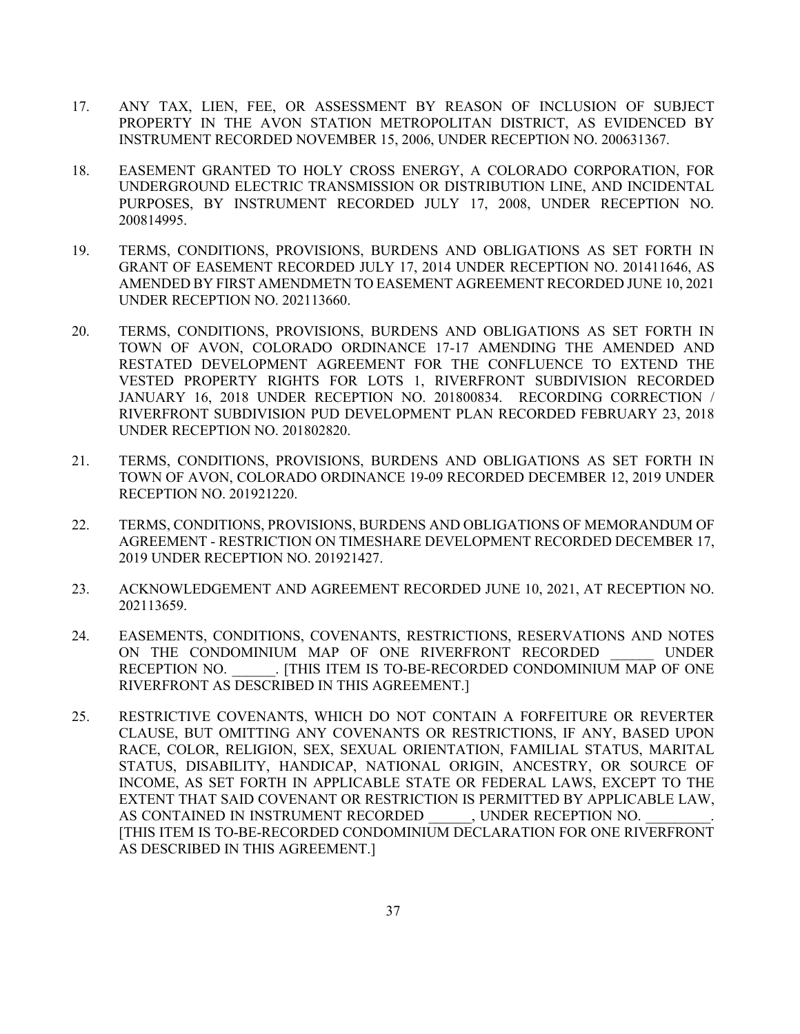17. ANY TAX, LIEN, FEE, OR ASSESSMENT BY REASON OF INCLUSION OF SUBJECT PROPERTY IN THE AVON STATION METROPOLITAN DISTRICT, AS EVIDENCED BY INSTRUMENT RECORDED NOVEMBER 15, 2006, UNDER RECEPTION NO. 200631367.

18. EASEMENT GRANTED TO HOLY CROSS ENERGY, A COLORADO CORPORATION, FOR UNDERGROUND ELECTRIC TRANSMISSION OR DISTRIBUTION LINE, AND INCIDENTAL PURPOSES, BY INSTRUMENT RECORDED JULY 17, 2008, UNDER RECEPTION NO. 200814995.

19. TERMS, CONDITIONS, PROVISIONS, BURDENS AND OBLIGATIONS AS SET FORTH IN GRANT OF EASEMENT RECORDED JULY 17, 2014 UNDER RECEPTION NO. 201411646, AS AMENDED BY FIRST AMENDMETN TO EASEMENT AGREEMENT RECORDED JUNE 10, 2021 UNDER RECEPTION NO. 202113660.

20. TERMS, CONDITIONS, PROVISIONS, BURDENS AND OBLIGATIONS AS SET FORTH IN TOWN OF AVON, COLORADO ORDINANCE 17-17 AMENDING THE AMENDED AND RESTATED DEVELOPMENT AGREEMENT FOR THE CONFLUENCE TO EXTEND THE VESTED PROPERTY RIGHTS FOR LOTS 1, RIVERFRONT SUBDIVISION RECORDED JANUARY 16, 2018 UNDER RECEPTION NO. 201800834. RECORDING CORRECTION / RIVERFRONT SUBDIVISION PUD DEVELOPMENT PLAN RECORDED FEBRUARY 23, 2018 UNDER RECEPTION NO. 201802820.

21. TERMS, CONDITIONS, PROVISIONS, BURDENS AND OBLIGATIONS AS SET FORTH IN TOWN OF AVON, COLORADO ORDINANCE 19-09 RECORDED DECEMBER 12, 2019 UNDER RECEPTION NO. 201921220.

22. TERMS, CONDITIONS, PROVISIONS, BURDENS AND OBLIGATIONS OF MEMORANDUM OF AGREEMENT - RESTRICTION ON TIMESHARE DEVELOPMENT RECORDED DECEMBER 17, 2019 UNDER RECEPTION NO. 201921427.

23. ACKNOWLEDGEMENT AND AGREEMENT RECORDED JUNE 10, 2021, AT RECEPTION NO. 202113659.

24. EASEMENTS, CONDITIONS, COVENANTS, RESTRICTIONS, RESERVATIONS AND NOTES ON THE CONDOMINIUM MAP OF ONE RIVERFRONT RECORDED ______ UNDER RECEPTION NO. ______. [THIS ITEM IS TO-BE-RECORDED CONDOMINIUM MAP OF ONE RIVERFRONT AS DESCRIBED IN THIS AGREEMENT.]

25. RESTRICTIVE COVENANTS, WHICH DO NOT CONTAIN A FORFEITURE OR REVERTER CLAUSE, BUT OMITTING ANY COVENANTS OR RESTRICTIONS, IF ANY, BASED UPON RACE, COLOR, RELIGION, SEX, SEXUAL ORIENTATION, FAMILIAL STATUS, MARITAL STATUS, DISABILITY, HANDICAP, NATIONAL ORIGIN, ANCESTRY, OR SOURCE OF INCOME, AS SET FORTH IN APPLICABLE STATE OR FEDERAL LAWS, EXCEPT TO THE EXTENT THAT SAID COVENANT OR RESTRICTION IS PERMITTED BY APPLICABLE LAW, AS CONTAINED IN INSTRUMENT RECORDED ______, UNDER RECEPTION NO. _________. [THIS ITEM IS TO-BE-RECORDED CONDOMINIUM DECLARATION FOR ONE RIVERFRONT AS DESCRIBED IN THIS AGREEMENT.]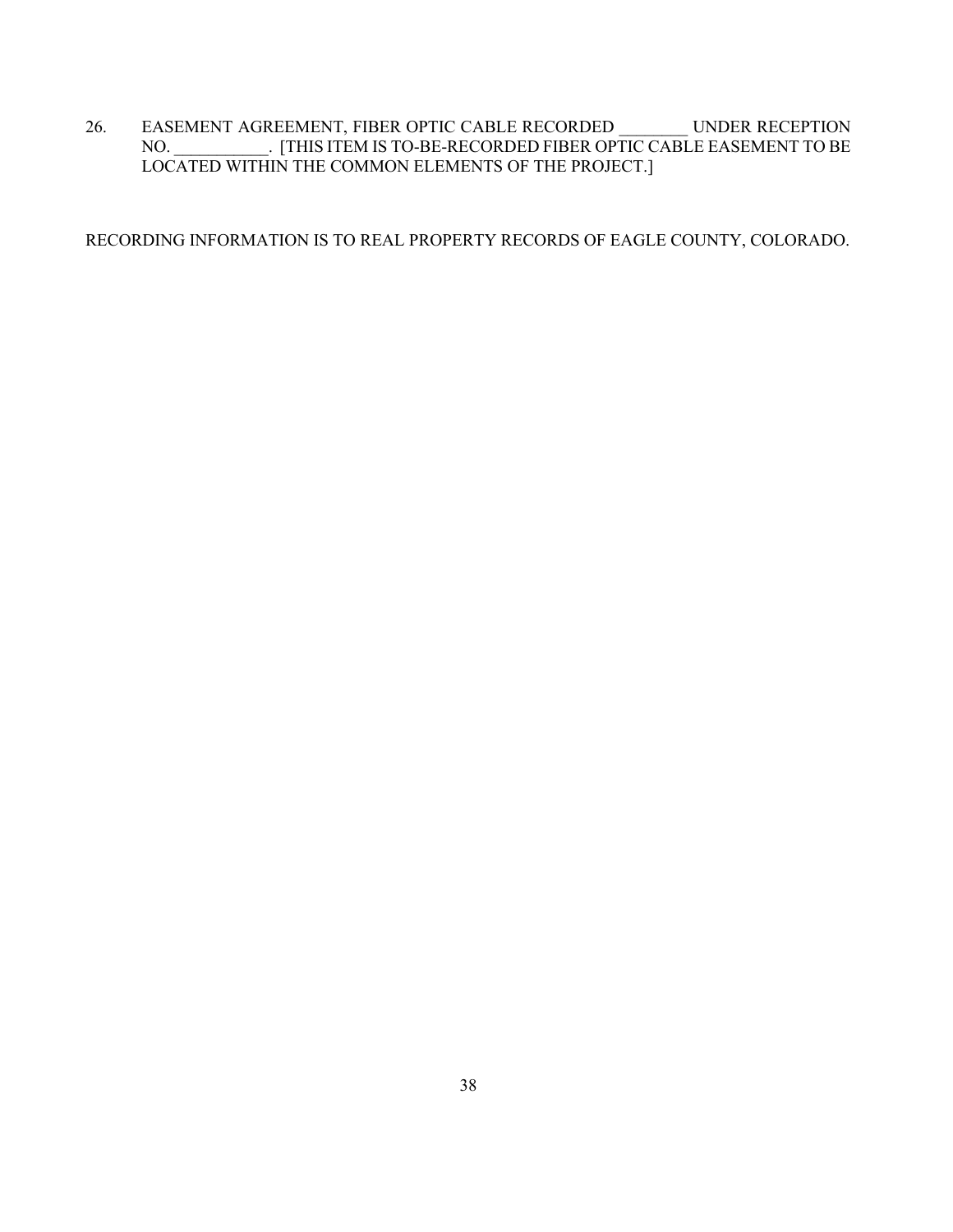26. EASEMENT AGREEMENT, FIBER OPTIC CABLE RECORDED ________ UNDER RECEPTION NO. ___________. [THIS ITEM IS TO-BE-RECORDED FIBER OPTIC CABLE EASEMENT TO BE LOCATED WITHIN THE COMMON ELEMENTS OF THE PROJECT.]

RECORDING INFORMATION IS TO REAL PROPERTY RECORDS OF EAGLE COUNTY, COLORADO.